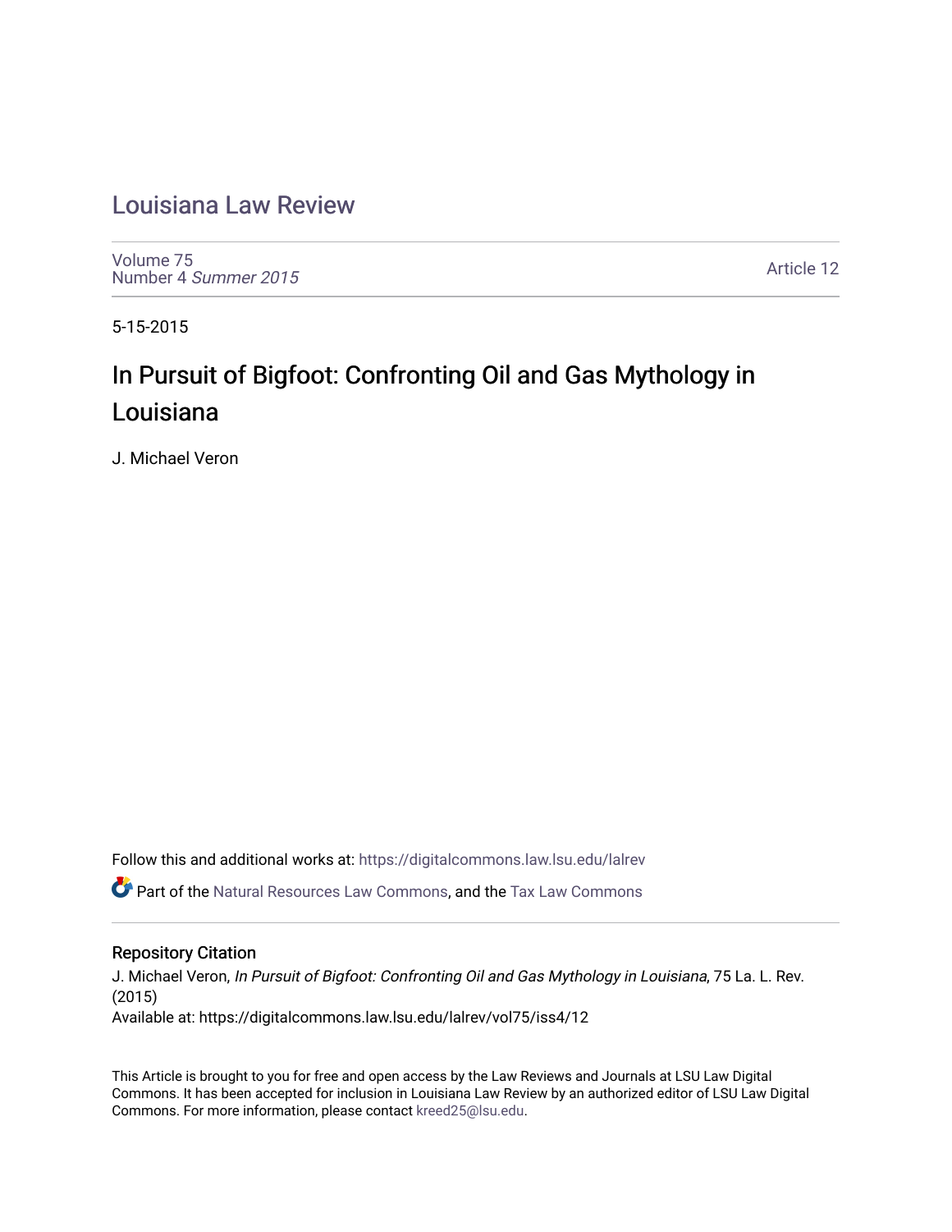# Louisiana Law Review

Volume 75
Number 4 *Summer 2015*

Article 12

5-15-2015

## In Pursuit of Bigfoot: Confronting Oil and Gas Mythology in Louisiana

J. Michael Veron

Follow this and additional works at: https://digitalcommons.law.lsu.edu/lalrev

Part of the Natural Resources Law Commons, and the Tax Law Commons

### Repository Citation

J. Michael Veron, *In Pursuit of Bigfoot: Confronting Oil and Gas Mythology in Louisiana*, 75 La. L. Rev. (2015)
Available at: https://digitalcommons.law.lsu.edu/lalrev/vol75/iss4/12

This Article is brought to you for free and open access by the Law Reviews and Journals at LSU Law Digital Commons. It has been accepted for inclusion in Louisiana Law Review by an authorized editor of LSU Law Digital Commons. For more information, please contact kreed25@lsu.edu.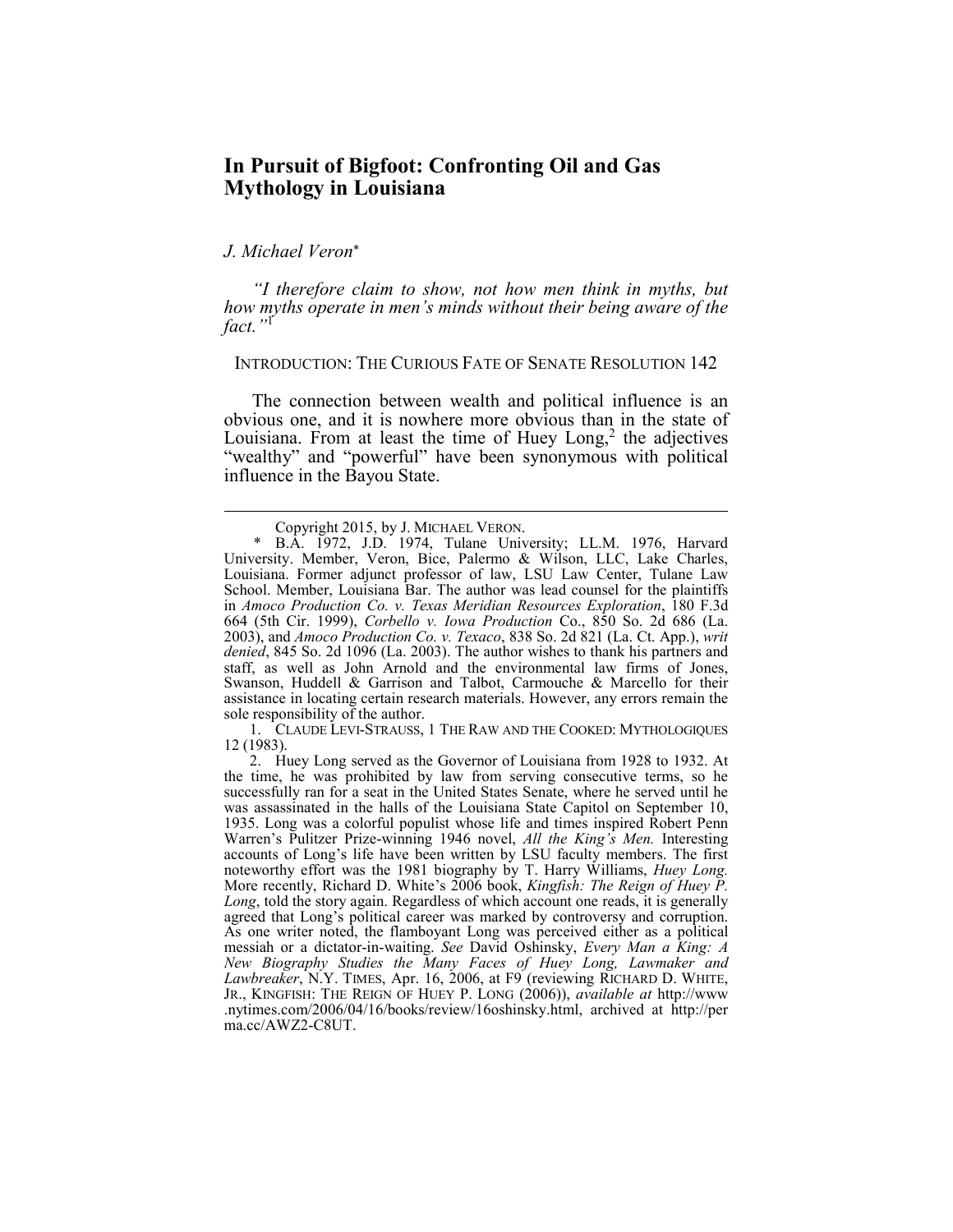# In Pursuit of Bigfoot: Confronting Oil and Gas Mythology in Louisiana

*J. Michael Veron*[*]

*"I therefore claim to show, not how men think in myths, but how myths operate in men's minds without their being aware of the fact."*[1]

## INTRODUCTION: THE CURIOUS FATE OF SENATE RESOLUTION 142

The connection between wealth and political influence is an obvious one, and it is nowhere more obvious than in the state of Louisiana. From at least the time of Huey Long,[2] the adjectives "wealthy" and "powerful" have been synonymous with political influence in the Bayou State.

---

Copyright 2015, by J. MICHAEL VERON.

\* B.A. 1972, J.D. 1974, Tulane University; LL.M. 1976, Harvard University. Member, Veron, Bice, Palermo & Wilson, LLC, Lake Charles, Louisiana. Former adjunct professor of law, LSU Law Center, Tulane Law School. Member, Louisiana Bar. The author was lead counsel for the plaintiffs in *Amoco Production Co. v. Texas Meridian Resources Exploration*, 180 F.3d 664 (5th Cir. 1999), *Corbello v. Iowa Production* Co., 850 So. 2d 686 (La. 2003), and *Amoco Production Co. v. Texaco*, 838 So. 2d 821 (La. Ct. App.), *writ denied*, 845 So. 2d 1096 (La. 2003). The author wishes to thank his partners and staff, as well as John Arnold and the environmental law firms of Jones, Swanson, Huddell & Garrison and Talbot, Carmouche & Marcello for their assistance in locating certain research materials. However, any errors remain the sole responsibility of the author.

1. CLAUDE LEVI-STRAUSS, 1 THE RAW AND THE COOKED: MYTHOLOGIQUES 12 (1983).

2. Huey Long served as the Governor of Louisiana from 1928 to 1932. At the time, he was prohibited by law from serving consecutive terms, so he successfully ran for a seat in the United States Senate, where he served until he was assassinated in the halls of the Louisiana State Capitol on September 10, 1935. Long was a colorful populist whose life and times inspired Robert Penn Warren's Pulitzer Prize-winning 1946 novel, *All the King's Men.* Interesting accounts of Long's life have been written by LSU faculty members. The first noteworthy effort was the 1981 biography by T. Harry Williams, *Huey Long.* More recently, Richard D. White's 2006 book, *Kingfish: The Reign of Huey P. Long*, told the story again. Regardless of which account one reads, it is generally agreed that Long's political career was marked by controversy and corruption. As one writer noted, the flamboyant Long was perceived either as a political messiah or a dictator-in-waiting. *See* David Oshinsky, *Every Man a King: A New Biography Studies the Many Faces of Huey Long, Lawmaker and Lawbreaker*, N.Y. TIMES, Apr. 16, 2006, at F9 (reviewing RICHARD D. WHITE, JR., KINGFISH: THE REIGN OF HUEY P. LONG (2006)), *available at* http://www.nytimes.com/2006/04/16/books/review/16oshinsky.html, archived at http://perma.cc/AWZ2-C8UT.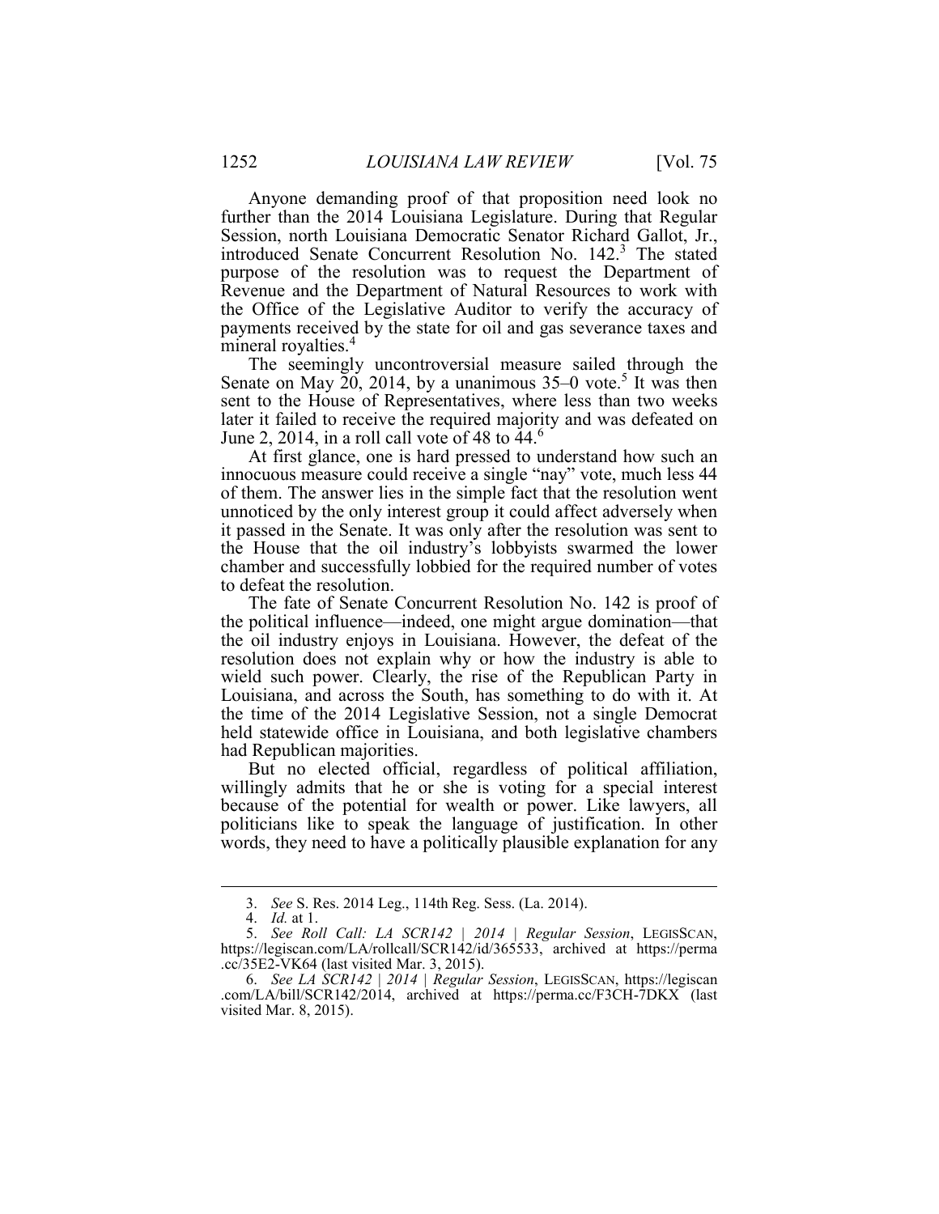Anyone demanding proof of that proposition need look no further than the 2014 Louisiana Legislature. During that Regular Session, north Louisiana Democratic Senator Richard Gallot, Jr., introduced Senate Concurrent Resolution No. 142.[3] The stated purpose of the resolution was to request the Department of Revenue and the Department of Natural Resources to work with the Office of the Legislative Auditor to verify the accuracy of payments received by the state for oil and gas severance taxes and mineral royalties.[4]

The seemingly uncontroversial measure sailed through the Senate on May 20, 2014, by a unanimous 35–0 vote.[5] It was then sent to the House of Representatives, where less than two weeks later it failed to receive the required majority and was defeated on June 2, 2014, in a roll call vote of 48 to 44.[6]

At first glance, one is hard pressed to understand how such an innocuous measure could receive a single "nay" vote, much less 44 of them. The answer lies in the simple fact that the resolution went unnoticed by the only interest group it could affect adversely when it passed in the Senate. It was only after the resolution was sent to the House that the oil industry's lobbyists swarmed the lower chamber and successfully lobbied for the required number of votes to defeat the resolution.

The fate of Senate Concurrent Resolution No. 142 is proof of the political influence—indeed, one might argue domination—that the oil industry enjoys in Louisiana. However, the defeat of the resolution does not explain why or how the industry is able to wield such power. Clearly, the rise of the Republican Party in Louisiana, and across the South, has something to do with it. At the time of the 2014 Legislative Session, not a single Democrat held statewide office in Louisiana, and both legislative chambers had Republican majorities.

But no elected official, regardless of political affiliation, willingly admits that he or she is voting for a special interest because of the potential for wealth or power. Like lawyers, all politicians like to speak the language of justification. In other words, they need to have a politically plausible explanation for any

---

3. *See* S. Res. 2014 Leg., 114th Reg. Sess. (La. 2014).

4. *Id.* at 1.

5. *See Roll Call: LA SCR142 | 2014 | Regular Session*, LEGISSCAN, https://legiscan.com/LA/rollcall/SCR142/id/365533, archived at https://perma.cc/35E2-VK64 (last visited Mar. 3, 2015).

6. *See LA SCR142 | 2014 | Regular Session*, LEGISSCAN, https://legiscan.com/LA/bill/SCR142/2014, archived at https://perma.cc/F3CH-7DKX (last visited Mar. 8, 2015).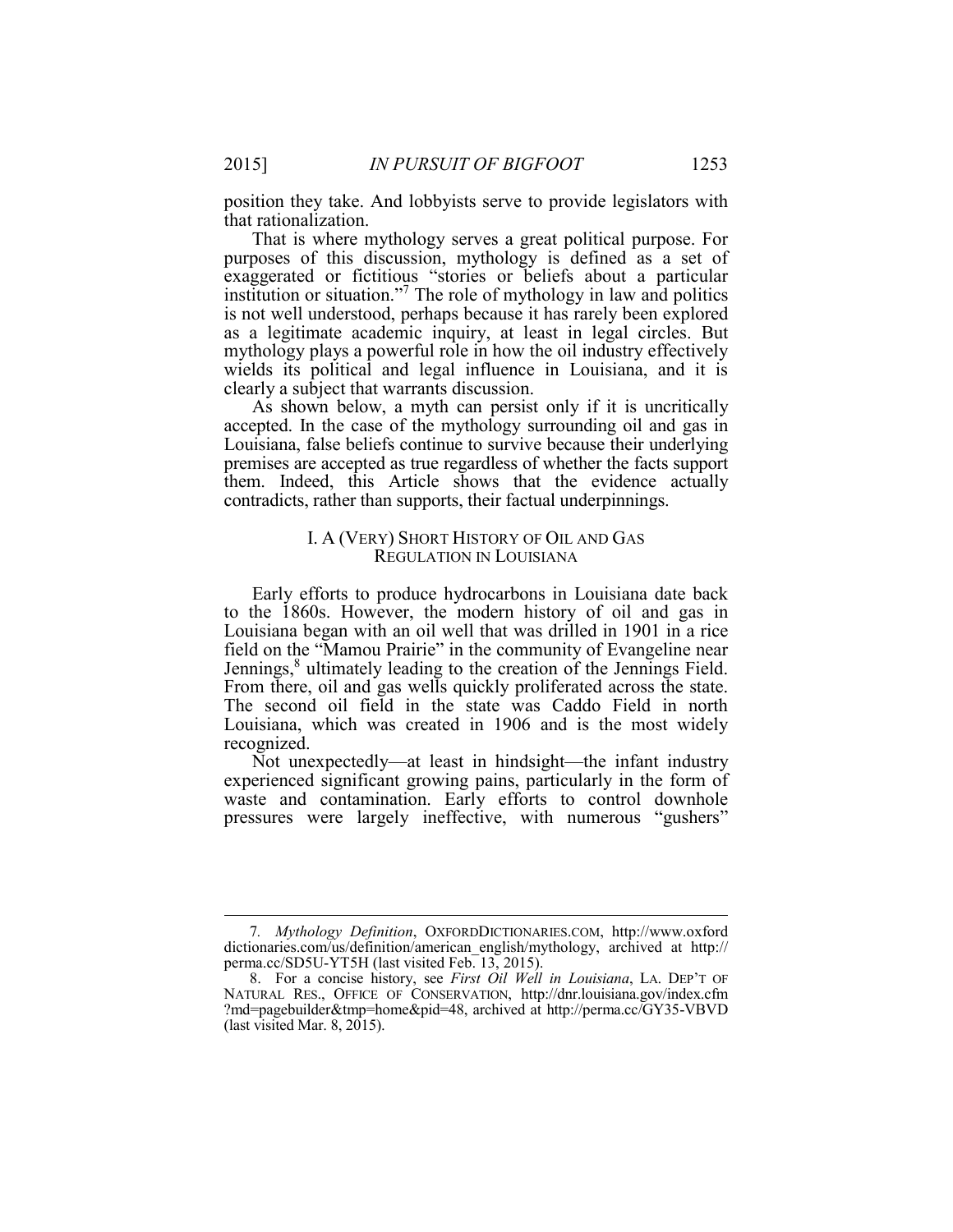position they take. And lobbyists serve to provide legislators with that rationalization.

That is where mythology serves a great political purpose. For purposes of this discussion, mythology is defined as a set of exaggerated or fictitious "stories or beliefs about a particular institution or situation."[7] The role of mythology in law and politics is not well understood, perhaps because it has rarely been explored as a legitimate academic inquiry, at least in legal circles. But mythology plays a powerful role in how the oil industry effectively wields its political and legal influence in Louisiana, and it is clearly a subject that warrants discussion.

As shown below, a myth can persist only if it is uncritically accepted. In the case of the mythology surrounding oil and gas in Louisiana, false beliefs continue to survive because their underlying premises are accepted as true regardless of whether the facts support them. Indeed, this Article shows that the evidence actually contradicts, rather than supports, their factual underpinnings.

## I. A (VERY) SHORT HISTORY OF OIL AND GAS REGULATION IN LOUISIANA

Early efforts to produce hydrocarbons in Louisiana date back to the 1860s. However, the modern history of oil and gas in Louisiana began with an oil well that was drilled in 1901 in a rice field on the "Mamou Prairie" in the community of Evangeline near Jennings,[8] ultimately leading to the creation of the Jennings Field. From there, oil and gas wells quickly proliferated across the state. The second oil field in the state was Caddo Field in north Louisiana, which was created in 1906 and is the most widely recognized.

Not unexpectedly—at least in hindsight—the infant industry experienced significant growing pains, particularly in the form of waste and contamination. Early efforts to control downhole pressures were largely ineffective, with numerous "gushers"

---

7. *Mythology Definition*, OXFORDDICTIONARIES.COM, http://www.oxforddictionaries.com/us/definition/american_english/mythology, archived at http://perma.cc/SD5U-YT5H (last visited Feb. 13, 2015).

8. For a concise history, see *First Oil Well in Louisiana*, LA. DEP'T OF NATURAL RES., OFFICE OF CONSERVATION, http://dnr.louisiana.gov/index.cfm?md=pagebuilder&tmp=home&pid=48, archived at http://perma.cc/GY35-VBVD (last visited Mar. 8, 2015).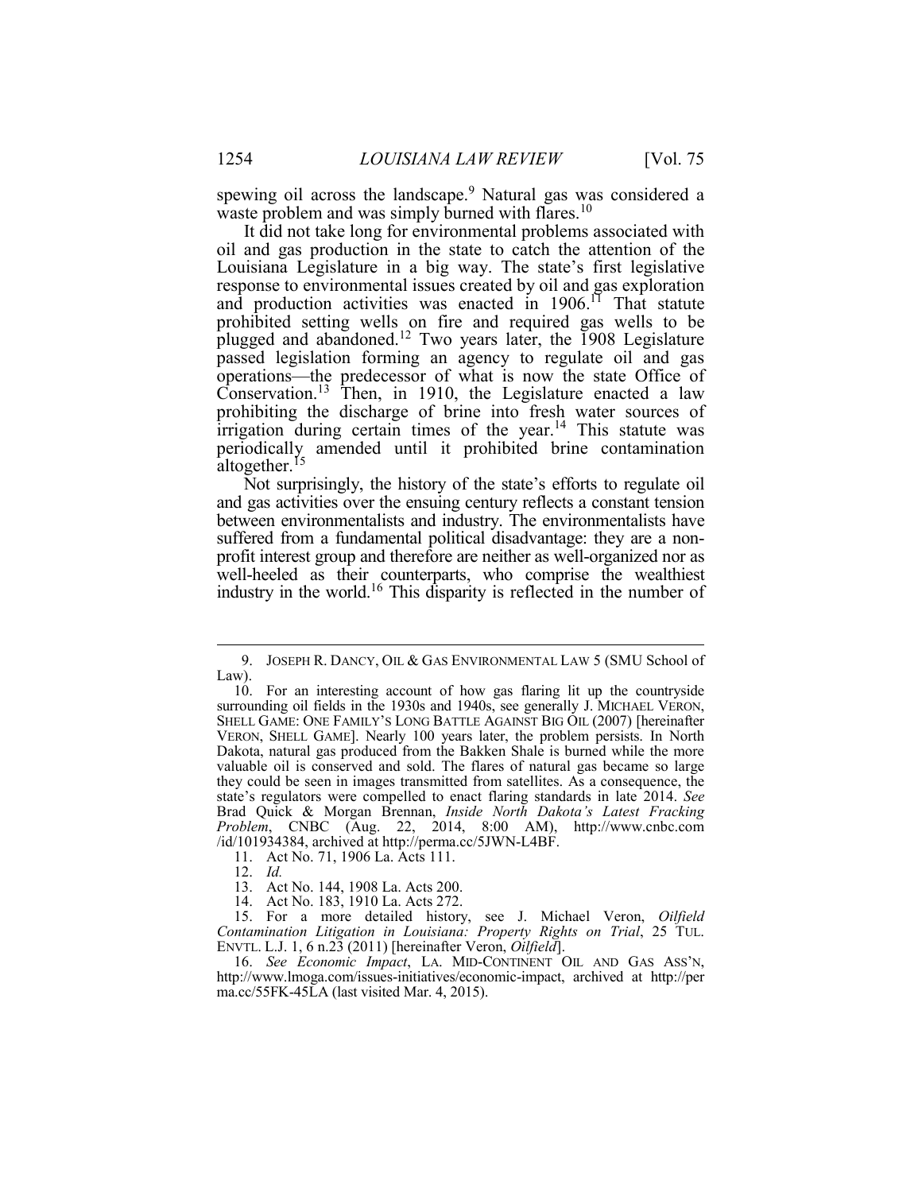spewing oil across the landscape.[9] Natural gas was considered a waste problem and was simply burned with flares.[10]

It did not take long for environmental problems associated with oil and gas production in the state to catch the attention of the Louisiana Legislature in a big way. The state's first legislative response to environmental issues created by oil and gas exploration and production activities was enacted in 1906.[11] That statute prohibited setting wells on fire and required gas wells to be plugged and abandoned.[12] Two years later, the 1908 Legislature passed legislation forming an agency to regulate oil and gas operations—the predecessor of what is now the state Office of Conservation.[13] Then, in 1910, the Legislature enacted a law prohibiting the discharge of brine into fresh water sources of irrigation during certain times of the year.[14] This statute was periodically amended until it prohibited brine contamination altogether.[15]

Not surprisingly, the history of the state's efforts to regulate oil and gas activities over the ensuing century reflects a constant tension between environmentalists and industry. The environmentalists have suffered from a fundamental political disadvantage: they are a non-profit interest group and therefore are neither as well-organized nor as well-heeled as their counterparts, who comprise the wealthiest industry in the world.[16] This disparity is reflected in the number of

---

9. JOSEPH R. DANCY, OIL & GAS ENVIRONMENTAL LAW 5 (SMU School of Law).

10. For an interesting account of how gas flaring lit up the countryside surrounding oil fields in the 1930s and 1940s, see generally J. MICHAEL VERON, SHELL GAME: ONE FAMILY'S LONG BATTLE AGAINST BIG OIL (2007) [hereinafter VERON, SHELL GAME]. Nearly 100 years later, the problem persists. In North Dakota, natural gas produced from the Bakken Shale is burned while the more valuable oil is conserved and sold. The flares of natural gas became so large they could be seen in images transmitted from satellites. As a consequence, the state's regulators were compelled to enact flaring standards in late 2014. *See* Brad Quick & Morgan Brennan, *Inside North Dakota's Latest Fracking Problem*, CNBC (Aug. 22, 2014, 8:00 AM), http://www.cnbc.com/id/101934384, archived at http://perma.cc/5JWN-L4BF.

11. Act No. 71, 1906 La. Acts 111.

12. *Id.*

13. Act No. 144, 1908 La. Acts 200.

14. Act No. 183, 1910 La. Acts 272.

15. For a more detailed history, see J. Michael Veron, *Oilfield Contamination Litigation in Louisiana: Property Rights on Trial*, 25 TUL. ENVTL. L.J. 1, 6 n.23 (2011) [hereinafter Veron, *Oilfield*].

16. *See Economic Impact*, LA. MID-CONTINENT OIL AND GAS ASS'N, http://www.lmoga.com/issues-initiatives/economic-impact, archived at http://perma.cc/55FK-45LA (last visited Mar. 4, 2015).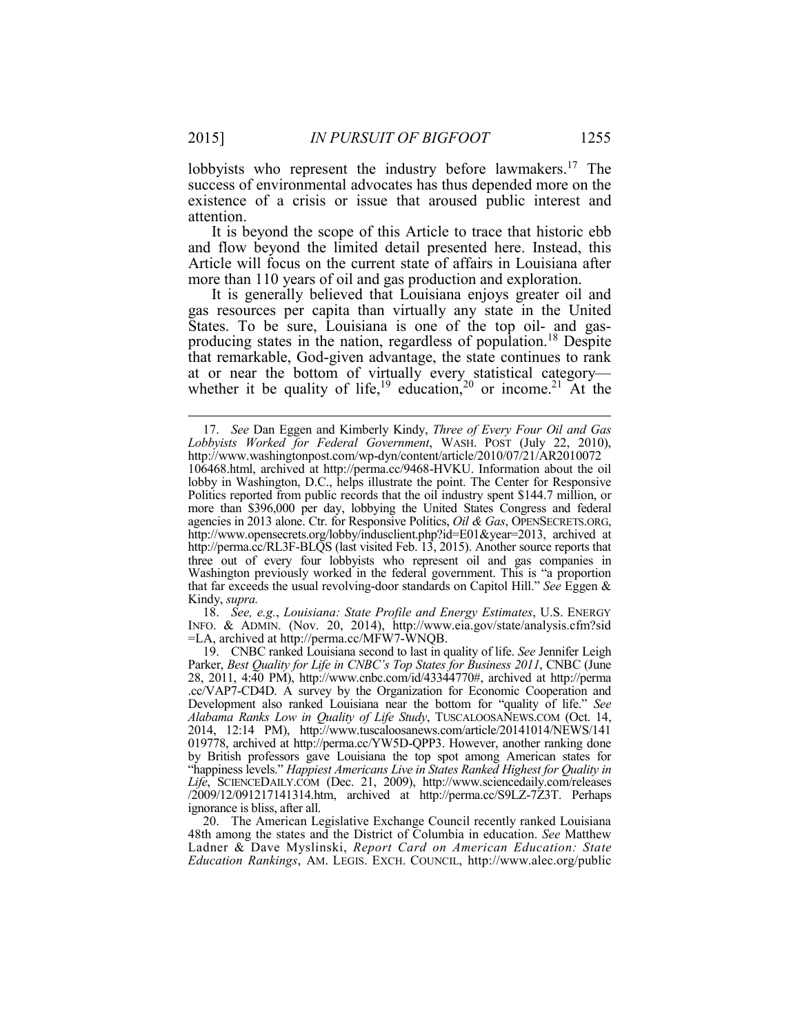lobbyists who represent the industry before lawmakers.[17] The success of environmental advocates has thus depended more on the existence of a crisis or issue that aroused public interest and attention.

It is beyond the scope of this Article to trace that historic ebb and flow beyond the limited detail presented here. Instead, this Article will focus on the current state of affairs in Louisiana after more than 110 years of oil and gas production and exploration.

It is generally believed that Louisiana enjoys greater oil and gas resources per capita than virtually any state in the United States. To be sure, Louisiana is one of the top oil- and gas-producing states in the nation, regardless of population.[18] Despite that remarkable, God-given advantage, the state continues to rank at or near the bottom of virtually every statistical category—whether it be quality of life,[19] education,[20] or income.[21] At the

---

17. *See* Dan Eggen and Kimberly Kindy, *Three of Every Four Oil and Gas Lobbyists Worked for Federal Government*, WASH. POST (July 22, 2010), http://www.washingtonpost.com/wp-dyn/content/article/2010/07/21/AR2010072106468.html, archived at http://perma.cc/9468-HVKU. Information about the oil lobby in Washington, D.C., helps illustrate the point. The Center for Responsive Politics reported from public records that the oil industry spent $144.7 million, or more than $396,000 per day, lobbying the United States Congress and federal agencies in 2013 alone. Ctr. for Responsive Politics, *Oil & Gas*, OPENSECRETS.ORG, http://www.opensecrets.org/lobby/indusclient.php?id=E01&year=2013, archived at http://perma.cc/RL3F-BLQS (last visited Feb. 13, 2015). Another source reports that three out of every four lobbyists who represent oil and gas companies in Washington previously worked in the federal government. This is "a proportion that far exceeds the usual revolving-door standards on Capitol Hill." *See* Eggen & Kindy, *supra.*

18. *See, e.g.*, *Louisiana: State Profile and Energy Estimates*, U.S. ENERGY INFO. & ADMIN. (Nov. 20, 2014), http://www.eia.gov/state/analysis.cfm?sid=LA, archived at http://perma.cc/MFW7-WNQB.

19. CNBC ranked Louisiana second to last in quality of life. *See* Jennifer Leigh Parker, *Best Quality for Life in CNBC's Top States for Business 2011*, CNBC (June 28, 2011, 4:40 PM), http://www.cnbc.com/id/43344770#, archived at http://perma.cc/VAP7-CD4D. A survey by the Organization for Economic Cooperation and Development also ranked Louisiana near the bottom for "quality of life." *See Alabama Ranks Low in Quality of Life Study*, TUSCALOOSANEWS.COM (Oct. 14, 2014, 12:14 PM), http://www.tuscaloosanews.com/article/20141014/NEWS/141019778, archived at http://perma.cc/YW5D-QPP3. However, another ranking done by British professors gave Louisiana the top spot among American states for "happiness levels." *Happiest Americans Live in States Ranked Highest for Quality in Life*, SCIENCEDAILY.COM (Dec. 21, 2009), http://www.sciencedaily.com/releases/2009/12/091217141314.htm, archived at http://perma.cc/S9LZ-7Z3T. Perhaps ignorance is bliss, after all.

20. The American Legislative Exchange Council recently ranked Louisiana 48th among the states and the District of Columbia in education. *See* Matthew Ladner & Dave Myslinski, *Report Card on American Education: State Education Rankings*, AM. LEGIS. EXCH. COUNCIL, http://www.alec.org/public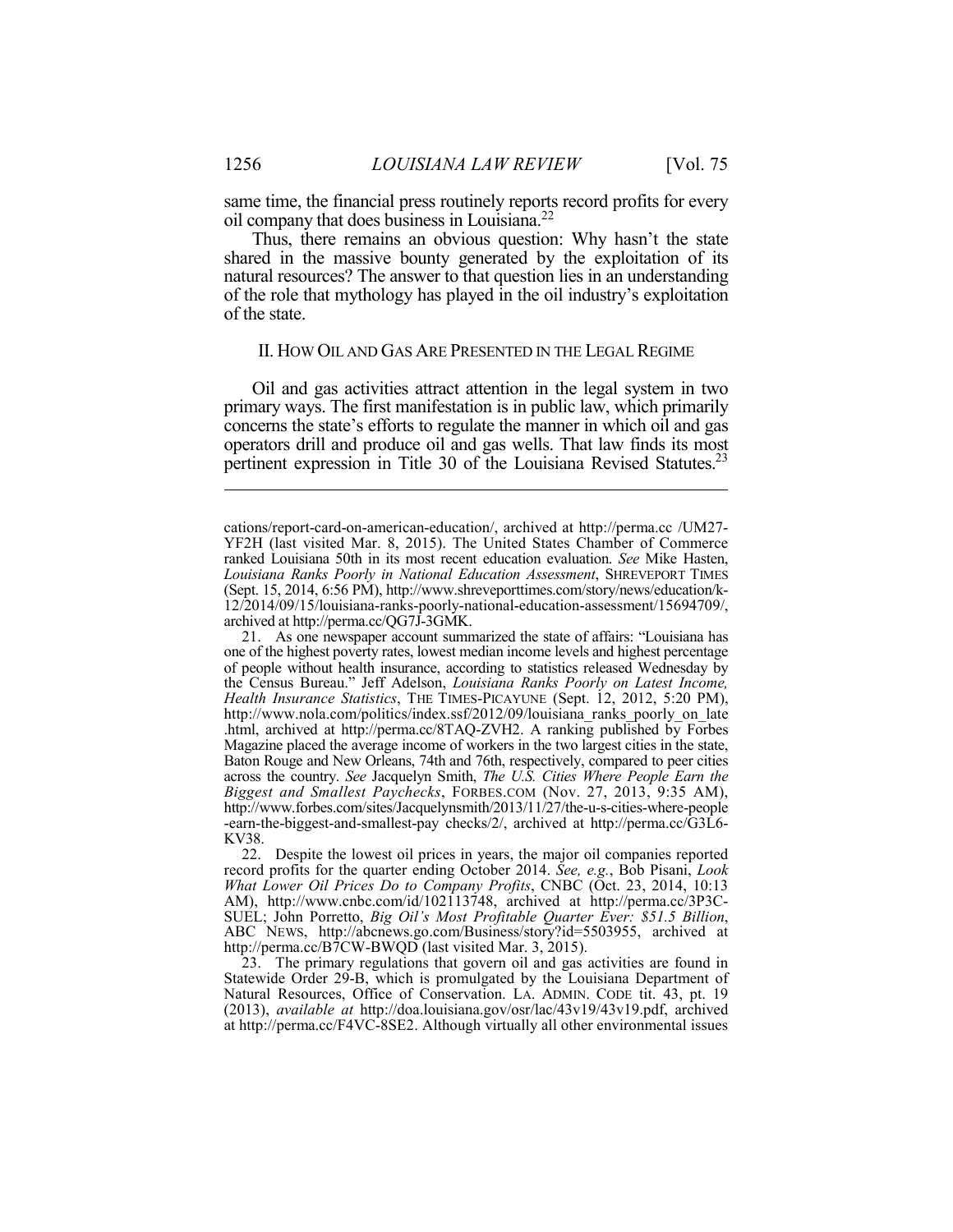same time, the financial press routinely reports record profits for every oil company that does business in Louisiana.[22]

Thus, there remains an obvious question: Why hasn't the state shared in the massive bounty generated by the exploitation of its natural resources? The answer to that question lies in an understanding of the role that mythology has played in the oil industry's exploitation of the state.

## II. HOW OIL AND GAS ARE PRESENTED IN THE LEGAL REGIME

Oil and gas activities attract attention in the legal system in two primary ways. The first manifestation is in public law, which primarily concerns the state's efforts to regulate the manner in which oil and gas operators drill and produce oil and gas wells. That law finds its most pertinent expression in Title 30 of the Louisiana Revised Statutes.[23]

---

cations/report-card-on-american-education/, archived at http://perma.cc /UM27-YF2H (last visited Mar. 8, 2015). The United States Chamber of Commerce ranked Louisiana 50th in its most recent education evaluation. *See* Mike Hasten, *Louisiana Ranks Poorly in National Education Assessment*, SHREVEPORT TIMES (Sept. 15, 2014, 6:56 PM), http://www.shreveporttimes.com/story/news/education/k-12/2014/09/15/louisiana-ranks-poorly-national-education-assessment/15694709/, archived at http://perma.cc/QG7J-3GMK.

21. As one newspaper account summarized the state of affairs: "Louisiana has one of the highest poverty rates, lowest median income levels and highest percentage of people without health insurance, according to statistics released Wednesday by the Census Bureau." Jeff Adelson, *Louisiana Ranks Poorly on Latest Income, Health Insurance Statistics*, THE TIMES-PICAYUNE (Sept. 12, 2012, 5:20 PM), http://www.nola.com/politics/index.ssf/2012/09/louisiana_ranks_poorly_on_late .html, archived at http://perma.cc/8TAQ-ZVH2. A ranking published by Forbes Magazine placed the average income of workers in the two largest cities in the state, Baton Rouge and New Orleans, 74th and 76th, respectively, compared to peer cities across the country. *See* Jacquelyn Smith, *The U.S. Cities Where People Earn the Biggest and Smallest Paychecks*, FORBES.COM (Nov. 27, 2013, 9:35 AM), http://www.forbes.com/sites/Jacquelynsmith/2013/11/27/the-u-s-cities-where-people -earn-the-biggest-and-smallest-pay checks/2/, archived at http://perma.cc/G3L6-KV38.

22. Despite the lowest oil prices in years, the major oil companies reported record profits for the quarter ending October 2014. *See, e.g.*, Bob Pisani, *Look What Lower Oil Prices Do to Company Profits*, CNBC (Oct. 23, 2014, 10:13 AM), http://www.cnbc.com/id/102113748, archived at http://perma.cc/3P3C-SUEL; John Porretto, *Big Oil's Most Profitable Quarter Ever: $51.5 Billion*, ABC NEWS, http://abcnews.go.com/Business/story?id=5503955, archived at http://perma.cc/B7CW-BWQD (last visited Mar. 3, 2015).

23. The primary regulations that govern oil and gas activities are found in Statewide Order 29-B, which is promulgated by the Louisiana Department of Natural Resources, Office of Conservation. LA. ADMIN. CODE tit. 43, pt. 19 (2013), *available at* http://doa.louisiana.gov/osr/lac/43v19/43v19.pdf, archived at http://perma.cc/F4VC-8SE2. Although virtually all other environmental issues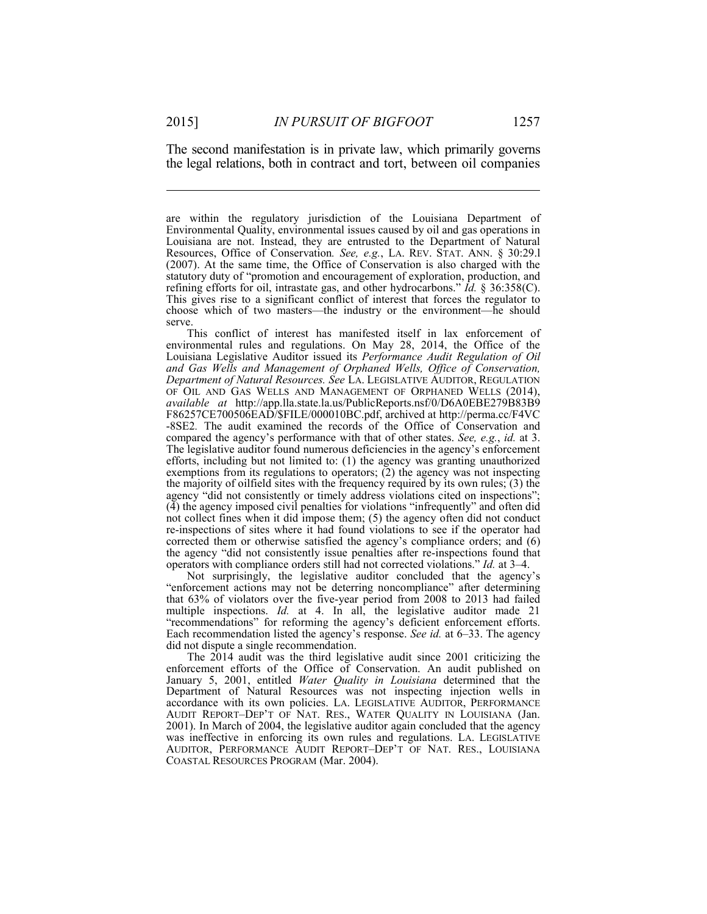The second manifestation is in private law, which primarily governs the legal relations, both in contract and tort, between oil companies

---

are within the regulatory jurisdiction of the Louisiana Department of Environmental Quality, environmental issues caused by oil and gas operations in Louisiana are not. Instead, they are entrusted to the Department of Natural Resources, Office of Conservation. *See, e.g.*, LA. REV. STAT. ANN. § 30:29.l (2007). At the same time, the Office of Conservation is also charged with the statutory duty of "promotion and encouragement of exploration, production, and refining efforts for oil, intrastate gas, and other hydrocarbons." *Id.* § 36:358(C). This gives rise to a significant conflict of interest that forces the regulator to choose which of two masters—the industry or the environment—he should serve.

This conflict of interest has manifested itself in lax enforcement of environmental rules and regulations. On May 28, 2014, the Office of the Louisiana Legislative Auditor issued its *Performance Audit Regulation of Oil and Gas Wells and Management of Orphaned Wells, Office of Conservation, Department of Natural Resources. See* LA. LEGISLATIVE AUDITOR, REGULATION OF OIL AND GAS WELLS AND MANAGEMENT OF ORPHANED WELLS (2014), *available at* http://app.lla.state.la.us/PublicReports.nsf/0/D6A0EBE279B83B9F86257CE700506EAD/$FILE/000010BC.pdf, archived at http://perma.cc/F4VC-8SE2. The audit examined the records of the Office of Conservation and compared the agency's performance with that of other states. *See, e.g.*, *id.* at 3. The legislative auditor found numerous deficiencies in the agency's enforcement efforts, including but not limited to: (1) the agency was granting unauthorized exemptions from its regulations to operators; (2) the agency was not inspecting the majority of oilfield sites with the frequency required by its own rules; (3) the agency "did not consistently or timely address violations cited on inspections"; (4) the agency imposed civil penalties for violations "infrequently" and often did not collect fines when it did impose them; (5) the agency often did not conduct re-inspections of sites where it had found violations to see if the operator had corrected them or otherwise satisfied the agency's compliance orders; and (6) the agency "did not consistently issue penalties after re-inspections found that operators with compliance orders still had not corrected violations." *Id.* at 3–4.

Not surprisingly, the legislative auditor concluded that the agency's "enforcement actions may not be deterring noncompliance" after determining that 63% of violators over the five-year period from 2008 to 2013 had failed multiple inspections. *Id.* at 4. In all, the legislative auditor made 21 "recommendations" for reforming the agency's deficient enforcement efforts. Each recommendation listed the agency's response. *See id.* at 6–33. The agency did not dispute a single recommendation.

The 2014 audit was the third legislative audit since 2001 criticizing the enforcement efforts of the Office of Conservation. An audit published on January 5, 2001, entitled *Water Quality in Louisiana* determined that the Department of Natural Resources was not inspecting injection wells in accordance with its own policies. LA. LEGISLATIVE AUDITOR, PERFORMANCE AUDIT REPORT–DEP'T OF NAT. RES., WATER QUALITY IN LOUISIANA (Jan. 2001). In March of 2004, the legislative auditor again concluded that the agency was ineffective in enforcing its own rules and regulations. LA. LEGISLATIVE AUDITOR, PERFORMANCE AUDIT REPORT–DEP'T OF NAT. RES., LOUISIANA COASTAL RESOURCES PROGRAM (Mar. 2004).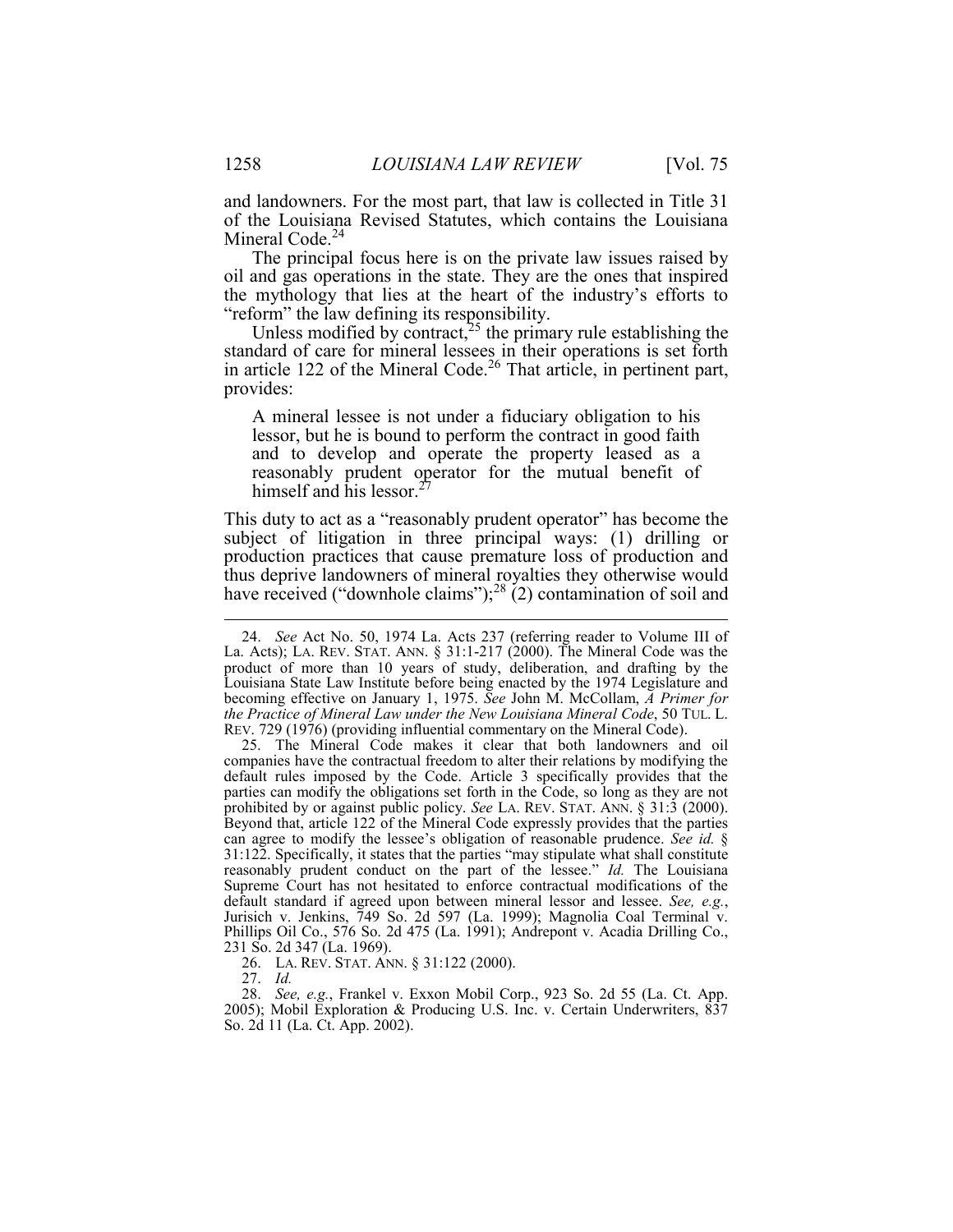and landowners. For the most part, that law is collected in Title 31 of the Louisiana Revised Statutes, which contains the Louisiana Mineral Code.[24]

The principal focus here is on the private law issues raised by oil and gas operations in the state. They are the ones that inspired the mythology that lies at the heart of the industry's efforts to "reform" the law defining its responsibility.

Unless modified by contract,[25] the primary rule establishing the standard of care for mineral lessees in their operations is set forth in article 122 of the Mineral Code.[26] That article, in pertinent part, provides:

> A mineral lessee is not under a fiduciary obligation to his lessor, but he is bound to perform the contract in good faith and to develop and operate the property leased as a reasonably prudent operator for the mutual benefit of himself and his lessor.[27]

This duty to act as a "reasonably prudent operator" has become the subject of litigation in three principal ways: (1) drilling or production practices that cause premature loss of production and thus deprive landowners of mineral royalties they otherwise would have received ("downhole claims");[28] (2) contamination of soil and

---

24. *See* Act No. 50, 1974 La. Acts 237 (referring reader to Volume III of La. Acts); LA. REV. STAT. ANN. § 31:1-217 (2000). The Mineral Code was the product of more than 10 years of study, deliberation, and drafting by the Louisiana State Law Institute before being enacted by the 1974 Legislature and becoming effective on January 1, 1975. *See* John M. McCollam, *A Primer for the Practice of Mineral Law under the New Louisiana Mineral Code*, 50 TUL. L. REV. 729 (1976) (providing influential commentary on the Mineral Code).

25. The Mineral Code makes it clear that both landowners and oil companies have the contractual freedom to alter their relations by modifying the default rules imposed by the Code. Article 3 specifically provides that the parties can modify the obligations set forth in the Code, so long as they are not prohibited by or against public policy. *See* LA. REV. STAT. ANN. § 31:3 (2000). Beyond that, article 122 of the Mineral Code expressly provides that the parties can agree to modify the lessee's obligation of reasonable prudence. *See id.* § 31:122. Specifically, it states that the parties "may stipulate what shall constitute reasonably prudent conduct on the part of the lessee." *Id.* The Louisiana Supreme Court has not hesitated to enforce contractual modifications of the default standard if agreed upon between mineral lessor and lessee. *See, e.g.*, Jurisich v. Jenkins, 749 So. 2d 597 (La. 1999); Magnolia Coal Terminal v. Phillips Oil Co., 576 So. 2d 475 (La. 1991); Andrepont v. Acadia Drilling Co., 231 So. 2d 347 (La. 1969).

26. LA. REV. STAT. ANN. § 31:122 (2000).

27. *Id.*

28. *See, e.g.*, Frankel v. Exxon Mobil Corp., 923 So. 2d 55 (La. Ct. App. 2005); Mobil Exploration & Producing U.S. Inc. v. Certain Underwriters, 837 So. 2d 11 (La. Ct. App. 2002).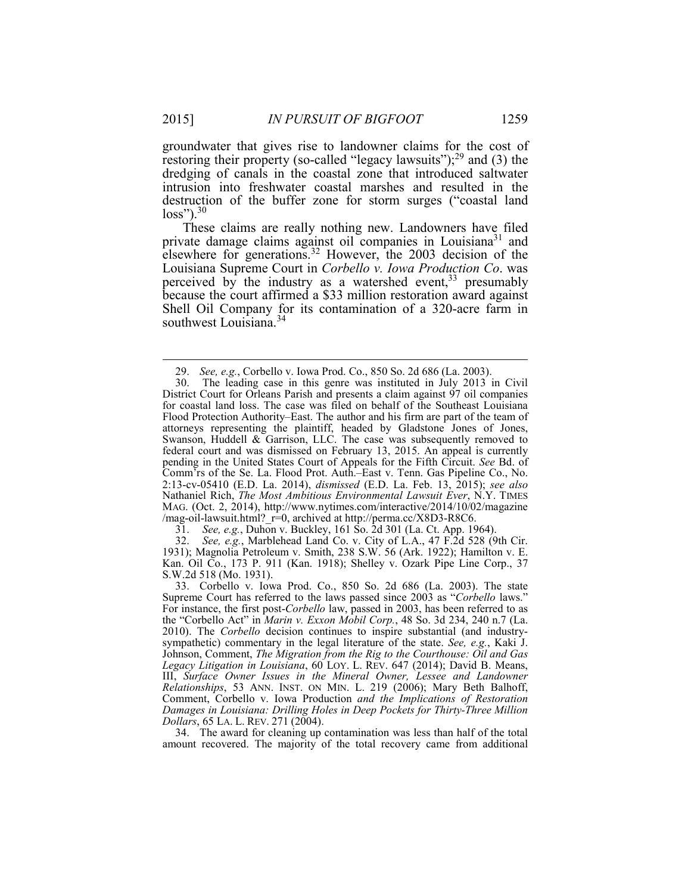groundwater that gives rise to landowner claims for the cost of restoring their property (so-called "legacy lawsuits");[29] and (3) the dredging of canals in the coastal zone that introduced saltwater intrusion into freshwater coastal marshes and resulted in the destruction of the buffer zone for storm surges ("coastal land loss").[30]

These claims are really nothing new. Landowners have filed private damage claims against oil companies in Louisiana[31] and elsewhere for generations.[32] However, the 2003 decision of the Louisiana Supreme Court in *Corbello v. Iowa Production Co*. was perceived by the industry as a watershed event,[33] presumably because the court affirmed a $33 million restoration award against Shell Oil Company for its contamination of a 320-acre farm in southwest Louisiana.[34]

---

29. *See, e.g.*, Corbello v. Iowa Prod. Co., 850 So. 2d 686 (La. 2003).

30. The leading case in this genre was instituted in July 2013 in Civil District Court for Orleans Parish and presents a claim against 97 oil companies for coastal land loss. The case was filed on behalf of the Southeast Louisiana Flood Protection Authority–East. The author and his firm are part of the team of attorneys representing the plaintiff, headed by Gladstone Jones of Jones, Swanson, Huddell & Garrison, LLC. The case was subsequently removed to federal court and was dismissed on February 13, 2015. An appeal is currently pending in the United States Court of Appeals for the Fifth Circuit. *See* Bd. of Comm'rs of the Se. La. Flood Prot. Auth.–East v. Tenn. Gas Pipeline Co., No. 2:13-cv-05410 (E.D. La. 2014), *dismissed* (E.D. La. Feb. 13, 2015); *see also* Nathaniel Rich, *The Most Ambitious Environmental Lawsuit Ever*, N.Y. TIMES MAG. (Oct. 2, 2014), http://www.nytimes.com/interactive/2014/10/02/magazine /mag-oil-lawsuit.html?_r=0, archived at http://perma.cc/X8D3-R8C6.

31. *See, e.g.*, Duhon v. Buckley, 161 So. 2d 301 (La. Ct. App. 1964).

32. *See, e.g.*, Marblehead Land Co. v. City of L.A., 47 F.2d 528 (9th Cir. 1931); Magnolia Petroleum v. Smith, 238 S.W. 56 (Ark. 1922); Hamilton v. E. Kan. Oil Co., 173 P. 911 (Kan. 1918); Shelley v. Ozark Pipe Line Corp., 37 S.W.2d 518 (Mo. 1931).

33. Corbello v. Iowa Prod. Co., 850 So. 2d 686 (La. 2003). The state Supreme Court has referred to the laws passed since 2003 as "*Corbello* laws." For instance, the first post-*Corbello* law, passed in 2003, has been referred to as the "Corbello Act" in *Marin v. Exxon Mobil Corp.*, 48 So. 3d 234, 240 n.7 (La. 2010). The *Corbello* decision continues to inspire substantial (and industry-sympathetic) commentary in the legal literature of the state. *See, e.g.*, Kaki J. Johnson, Comment, *The Migration from the Rig to the Courthouse: Oil and Gas Legacy Litigation in Louisiana*, 60 LOY. L. REV. 647 (2014); David B. Means, III, *Surface Owner Issues in the Mineral Owner, Lessee and Landowner Relationships*, 53 ANN. INST. ON MIN. L. 219 (2006); Mary Beth Balhoff, Comment, Corbello v. Iowa Production *and the Implications of Restoration Damages in Louisiana: Drilling Holes in Deep Pockets for Thirty-Three Million Dollars*, 65 LA. L. REV. 271 (2004).

34. The award for cleaning up contamination was less than half of the total amount recovered. The majority of the total recovery came from additional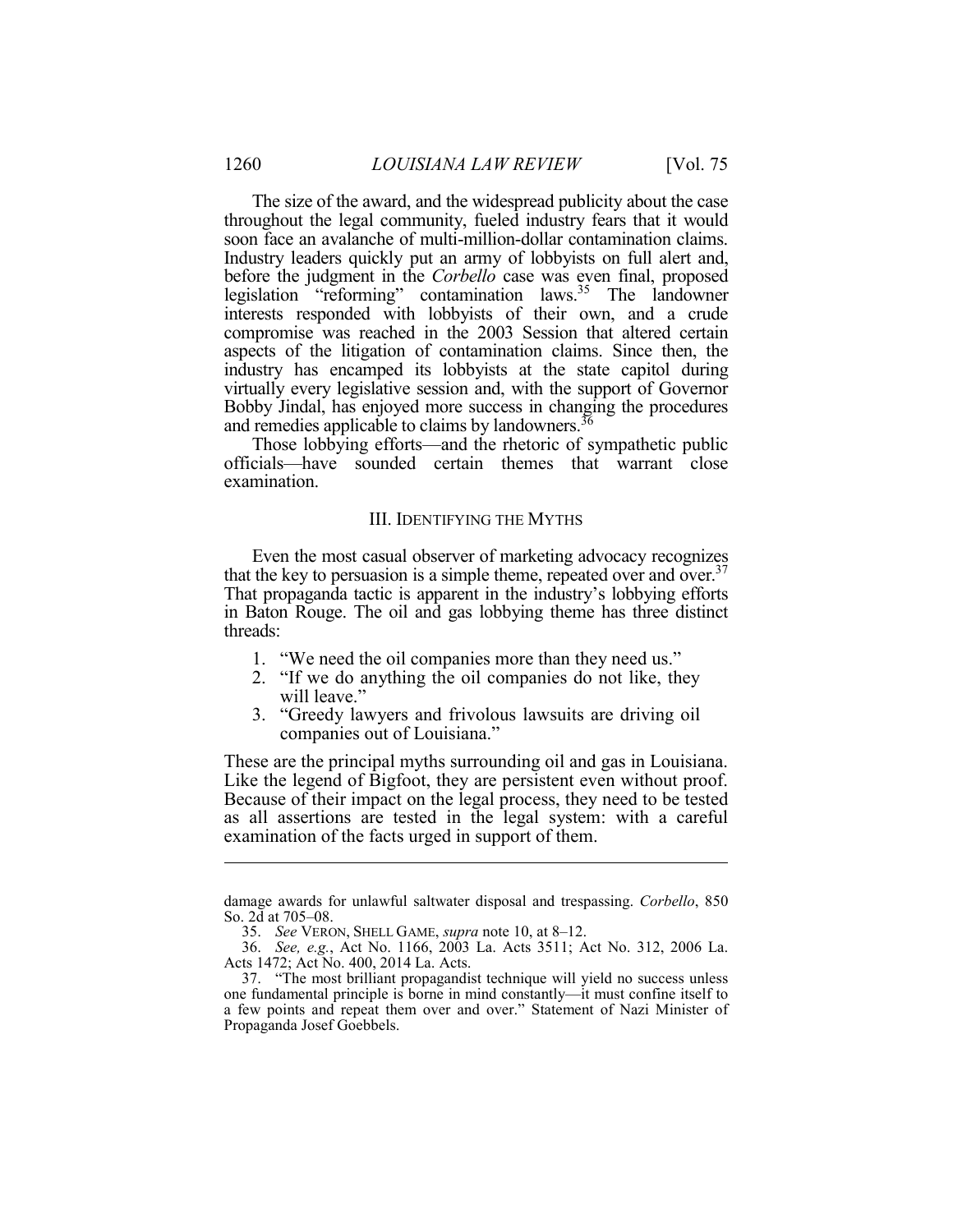The size of the award, and the widespread publicity about the case throughout the legal community, fueled industry fears that it would soon face an avalanche of multi-million-dollar contamination claims. Industry leaders quickly put an army of lobbyists on full alert and, before the judgment in the *Corbello* case was even final, proposed legislation "reforming" contamination laws.[35] The landowner interests responded with lobbyists of their own, and a crude compromise was reached in the 2003 Session that altered certain aspects of the litigation of contamination claims. Since then, the industry has encamped its lobbyists at the state capitol during virtually every legislative session and, with the support of Governor Bobby Jindal, has enjoyed more success in changing the procedures and remedies applicable to claims by landowners.[36]

Those lobbying efforts—and the rhetoric of sympathetic public officials—have sounded certain themes that warrant close examination.

## III. IDENTIFYING THE MYTHS

Even the most casual observer of marketing advocacy recognizes that the key to persuasion is a simple theme, repeated over and over.[37] That propaganda tactic is apparent in the industry's lobbying efforts in Baton Rouge. The oil and gas lobbying theme has three distinct threads:

1. "We need the oil companies more than they need us."
2. "If we do anything the oil companies do not like, they will leave."
3. "Greedy lawyers and frivolous lawsuits are driving oil companies out of Louisiana."

These are the principal myths surrounding oil and gas in Louisiana. Like the legend of Bigfoot, they are persistent even without proof. Because of their impact on the legal process, they need to be tested as all assertions are tested in the legal system: with a careful examination of the facts urged in support of them.

---

damage awards for unlawful saltwater disposal and trespassing. *Corbello*, 850 So. 2d at 705–08.

35. *See* VERON, SHELL GAME, *supra* note 10, at 8–12.

36. *See, e.g.*, Act No. 1166, 2003 La. Acts 3511; Act No. 312, 2006 La. Acts 1472; Act No. 400, 2014 La. Acts.

37. "The most brilliant propagandist technique will yield no success unless one fundamental principle is borne in mind constantly—it must confine itself to a few points and repeat them over and over." Statement of Nazi Minister of Propaganda Josef Goebbels.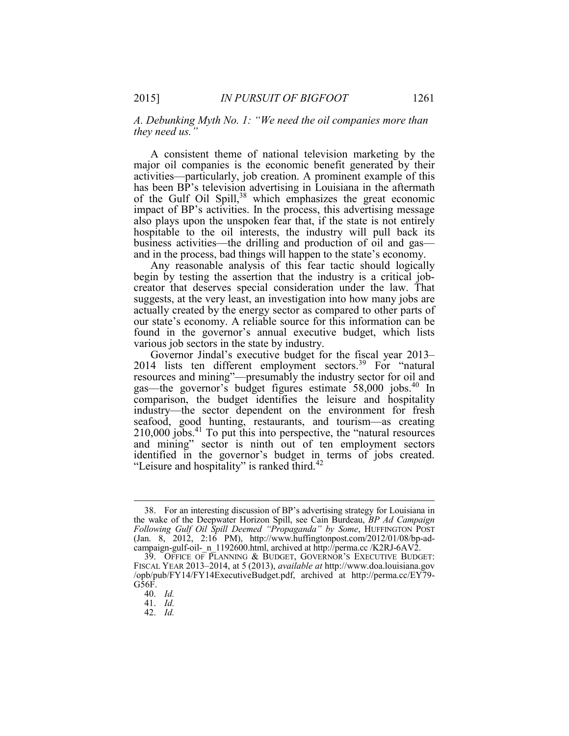### *A. Debunking Myth No. 1: "We need the oil companies more than they need us."*

A consistent theme of national television marketing by the major oil companies is the economic benefit generated by their activities—particularly, job creation. A prominent example of this has been BP's television advertising in Louisiana in the aftermath of the Gulf Oil Spill,[38] which emphasizes the great economic impact of BP's activities. In the process, this advertising message also plays upon the unspoken fear that, if the state is not entirely hospitable to the oil interests, the industry will pull back its business activities—the drilling and production of oil and gas—and in the process, bad things will happen to the state's economy.

Any reasonable analysis of this fear tactic should logically begin by testing the assertion that the industry is a critical job-creator that deserves special consideration under the law. That suggests, at the very least, an investigation into how many jobs are actually created by the energy sector as compared to other parts of our state's economy. A reliable source for this information can be found in the governor's annual executive budget, which lists various job sectors in the state by industry.

Governor Jindal's executive budget for the fiscal year 2013–2014 lists ten different employment sectors.[39] For "natural resources and mining"—presumably the industry sector for oil and gas—the governor's budget figures estimate 58,000 jobs.[40] In comparison, the budget identifies the leisure and hospitality industry—the sector dependent on the environment for fresh seafood, good hunting, restaurants, and tourism—as creating 210,000 jobs.[41] To put this into perspective, the "natural resources and mining" sector is ninth out of ten employment sectors identified in the governor's budget in terms of jobs created. "Leisure and hospitality" is ranked third.[42]

---

38. For an interesting discussion of BP's advertising strategy for Louisiana in the wake of the Deepwater Horizon Spill, see Cain Burdeau, *BP Ad Campaign Following Gulf Oil Spill Deemed "Propaganda" by Some*, HUFFINGTON POST (Jan. 8, 2012, 2:16 PM), http://www.huffingtonpost.com/2012/01/08/bp-ad-campaign-gulf-oil-_n_1192600.html, archived at http://perma.cc /K2RJ-6AV2.

39. OFFICE OF PLANNING & BUDGET, GOVERNOR'S EXECUTIVE BUDGET: FISCAL YEAR 2013–2014, at 5 (2013), *available at* http://www.doa.louisiana.gov /opb/pub/FY14/FY14ExecutiveBudget.pdf, archived at http://perma.cc/EY79-G56F.

40. *Id.*

41. *Id.*

42. *Id.*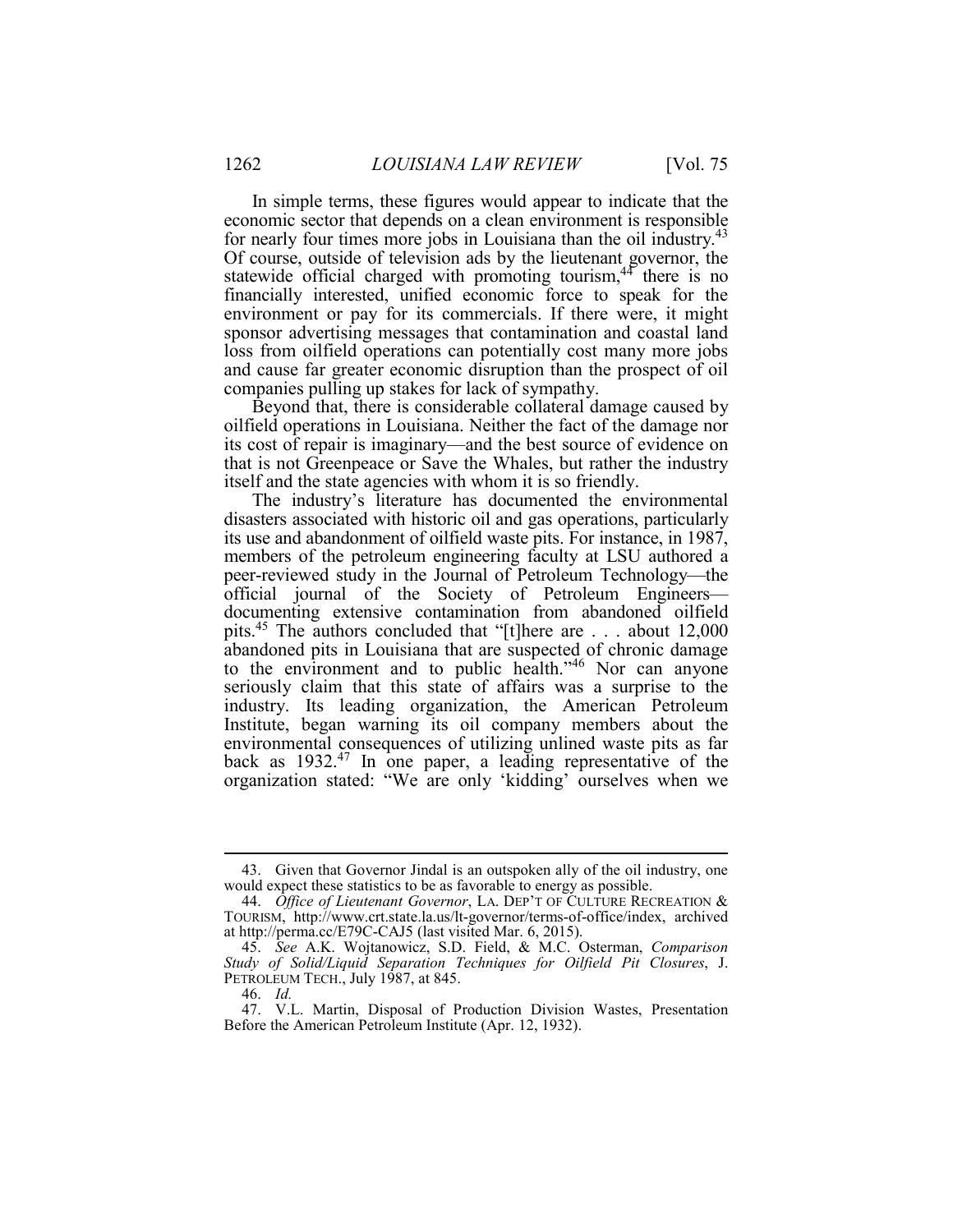In simple terms, these figures would appear to indicate that the economic sector that depends on a clean environment is responsible for nearly four times more jobs in Louisiana than the oil industry.[43] Of course, outside of television ads by the lieutenant governor, the statewide official charged with promoting tourism,[44] there is no financially interested, unified economic force to speak for the environment or pay for its commercials. If there were, it might sponsor advertising messages that contamination and coastal land loss from oilfield operations can potentially cost many more jobs and cause far greater economic disruption than the prospect of oil companies pulling up stakes for lack of sympathy.

Beyond that, there is considerable collateral damage caused by oilfield operations in Louisiana. Neither the fact of the damage nor its cost of repair is imaginary—and the best source of evidence on that is not Greenpeace or Save the Whales, but rather the industry itself and the state agencies with whom it is so friendly.

The industry's literature has documented the environmental disasters associated with historic oil and gas operations, particularly its use and abandonment of oilfield waste pits. For instance, in 1987, members of the petroleum engineering faculty at LSU authored a peer-reviewed study in the Journal of Petroleum Technology—the official journal of the Society of Petroleum Engineers—documenting extensive contamination from abandoned oilfield pits.[45] The authors concluded that "[t]here are . . . about 12,000 abandoned pits in Louisiana that are suspected of chronic damage to the environment and to public health."[46] Nor can anyone seriously claim that this state of affairs was a surprise to the industry. Its leading organization, the American Petroleum Institute, began warning its oil company members about the environmental consequences of utilizing unlined waste pits as far back as 1932.[47] In one paper, a leading representative of the organization stated: "We are only 'kidding' ourselves when we

---

43. Given that Governor Jindal is an outspoken ally of the oil industry, one would expect these statistics to be as favorable to energy as possible.

44. *Office of Lieutenant Governor*, LA. DEP'T OF CULTURE RECREATION & TOURISM, http://www.crt.state.la.us/lt-governor/terms-of-office/index, archived at http://perma.cc/E79C-CAJ5 (last visited Mar. 6, 2015).

45. *See* A.K. Wojtanowicz, S.D. Field, & M.C. Osterman, *Comparison Study of Solid/Liquid Separation Techniques for Oilfield Pit Closures*, J. PETROLEUM TECH., July 1987, at 845.

46. *Id.*

47. V.L. Martin, Disposal of Production Division Wastes, Presentation Before the American Petroleum Institute (Apr. 12, 1932).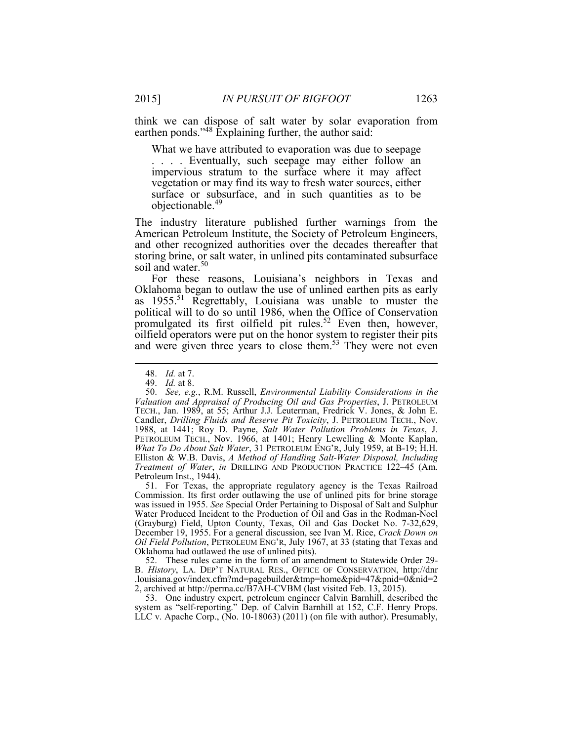think we can dispose of salt water by solar evaporation from earthen ponds."[48] Explaining further, the author said:

> What we have attributed to evaporation was due to seepage . . . . Eventually, such seepage may either follow an impervious stratum to the surface where it may affect vegetation or may find its way to fresh water sources, either surface or subsurface, and in such quantities as to be objectionable.[49]

The industry literature published further warnings from the American Petroleum Institute, the Society of Petroleum Engineers, and other recognized authorities over the decades thereafter that storing brine, or salt water, in unlined pits contaminated subsurface soil and water.[50]

For these reasons, Louisiana's neighbors in Texas and Oklahoma began to outlaw the use of unlined earthen pits as early as 1955.[51] Regrettably, Louisiana was unable to muster the political will to do so until 1986, when the Office of Conservation promulgated its first oilfield pit rules.[52] Even then, however, oilfield operators were put on the honor system to register their pits and were given three years to close them.[53] They were not even

---

48. *Id.* at 7.

49. *Id.* at 8.

50. *See, e.g.*, R.M. Russell, *Environmental Liability Considerations in the Valuation and Appraisal of Producing Oil and Gas Properties*, J. PETROLEUM TECH., Jan. 1989, at 55; Arthur J.J. Leuterman, Fredrick V. Jones, & John E. Candler, *Drilling Fluids and Reserve Pit Toxicity*, J. PETROLEUM TECH., Nov. 1988, at 1441; Roy D. Payne, *Salt Water Pollution Problems in Texas*, J. PETROLEUM TECH., Nov. 1966, at 1401; Henry Lewelling & Monte Kaplan, *What To Do About Salt Water*, 31 PETROLEUM ENG'R, July 1959, at B-19; H.H. Elliston & W.B. Davis, *A Method of Handling Salt-Water Disposal, Including Treatment of Water*, *in* DRILLING AND PRODUCTION PRACTICE 122–45 (Am. Petroleum Inst., 1944).

51. For Texas, the appropriate regulatory agency is the Texas Railroad Commission. Its first order outlawing the use of unlined pits for brine storage was issued in 1955. *See* Special Order Pertaining to Disposal of Salt and Sulphur Water Produced Incident to the Production of Oil and Gas in the Rodman-Noel (Grayburg) Field, Upton County, Texas, Oil and Gas Docket No. 7-32,629, December 19, 1955. For a general discussion, see Ivan M. Rice, *Crack Down on Oil Field Pollution*, PETROLEUM ENG'R, July 1967, at 33 (stating that Texas and Oklahoma had outlawed the use of unlined pits).

52. These rules came in the form of an amendment to Statewide Order 29-B. *History*, LA. DEP'T NATURAL RES., OFFICE OF CONSERVATION, http://dnr.louisiana.gov/index.cfm?md=pagebuilder&tmp=home&pid=47&pnid=0&nid=22, archived at http://perma.cc/B7AH-CVBM (last visited Feb. 13, 2015).

53. One industry expert, petroleum engineer Calvin Barnhill, described the system as "self-reporting." Dep. of Calvin Barnhill at 152, C.F. Henry Props. LLC v. Apache Corp., (No. 10-18063) (2011) (on file with author). Presumably,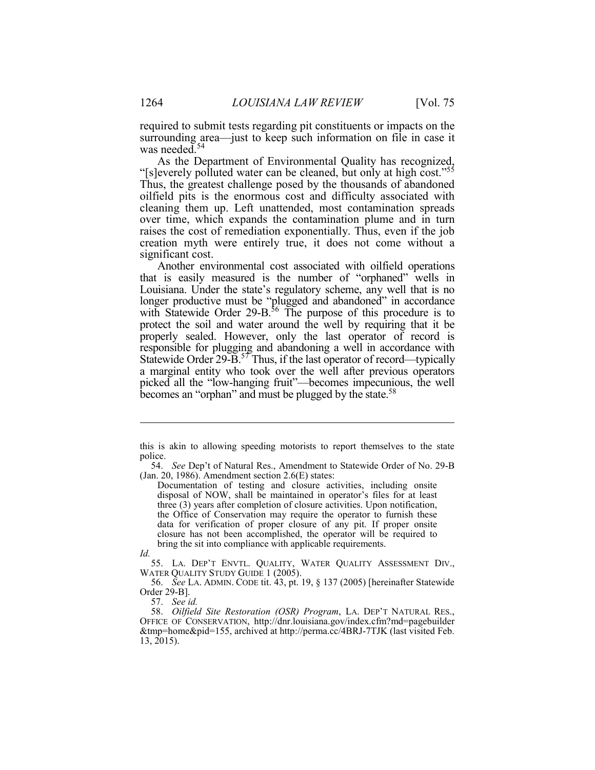required to submit tests regarding pit constituents or impacts on the surrounding area—just to keep such information on file in case it was needed.[54]

As the Department of Environmental Quality has recognized, "[s]everely polluted water can be cleaned, but only at high cost."[55] Thus, the greatest challenge posed by the thousands of abandoned oilfield pits is the enormous cost and difficulty associated with cleaning them up. Left unattended, most contamination spreads over time, which expands the contamination plume and in turn raises the cost of remediation exponentially. Thus, even if the job creation myth were entirely true, it does not come without a significant cost.

Another environmental cost associated with oilfield operations that is easily measured is the number of "orphaned" wells in Louisiana. Under the state's regulatory scheme, any well that is no longer productive must be "plugged and abandoned" in accordance with Statewide Order 29-B.[56] The purpose of this procedure is to protect the soil and water around the well by requiring that it be properly sealed. However, only the last operator of record is responsible for plugging and abandoning a well in accordance with Statewide Order 29-B.[57] Thus, if the last operator of record—typically a marginal entity who took over the well after previous operators picked all the "low-hanging fruit"—becomes impecunious, the well becomes an "orphan" and must be plugged by the state.[58]

---

this is akin to allowing speeding motorists to report themselves to the state police.

54. *See* Dep't of Natural Res., Amendment to Statewide Order of No. 29-B (Jan. 20, 1986). Amendment section 2.6(E) states:

> Documentation of testing and closure activities, including onsite disposal of NOW, shall be maintained in operator's files for at least three (3) years after completion of closure activities. Upon notification, the Office of Conservation may require the operator to furnish these data for verification of proper closure of any pit. If proper onsite closure has not been accomplished, the operator will be required to bring the sit into compliance with applicable requirements.

*Id.*

55. LA. DEP'T ENVTL. QUALITY, WATER QUALITY ASSESSMENT DIV., WATER QUALITY STUDY GUIDE 1 (2005).

56. *See* LA. ADMIN. CODE tit. 43, pt. 19, § 137 (2005) [hereinafter Statewide Order 29-B].

57. *See id.*

58. *Oilfield Site Restoration (OSR) Program*, LA. DEP'T NATURAL RES., OFFICE OF CONSERVATION, http://dnr.louisiana.gov/index.cfm?md=pagebuilder&tmp=home&pid=155, archived at http://perma.cc/4BRJ-7TJK (last visited Feb. 13, 2015).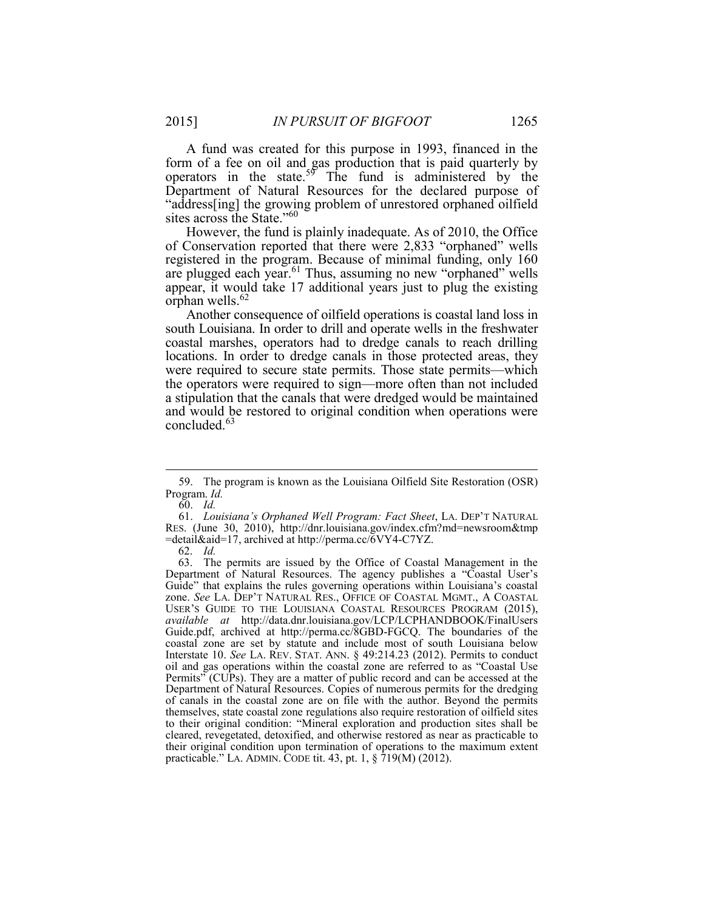A fund was created for this purpose in 1993, financed in the form of a fee on oil and gas production that is paid quarterly by operators in the state.[59] The fund is administered by the Department of Natural Resources for the declared purpose of "address[ing] the growing problem of unrestored orphaned oilfield sites across the State."[60]

However, the fund is plainly inadequate. As of 2010, the Office of Conservation reported that there were 2,833 "orphaned" wells registered in the program. Because of minimal funding, only 160 are plugged each year.[61] Thus, assuming no new "orphaned" wells appear, it would take 17 additional years just to plug the existing orphan wells.[62]

Another consequence of oilfield operations is coastal land loss in south Louisiana. In order to drill and operate wells in the freshwater coastal marshes, operators had to dredge canals to reach drilling locations. In order to dredge canals in those protected areas, they were required to secure state permits. Those state permits—which the operators were required to sign—more often than not included a stipulation that the canals that were dredged would be maintained and would be restored to original condition when operations were concluded.[63]

---

59. The program is known as the Louisiana Oilfield Site Restoration (OSR) Program. *Id.*

60. *Id.*

61. *Louisiana's Orphaned Well Program: Fact Sheet*, LA. DEP'T NATURAL RES. (June 30, 2010), http://dnr.louisiana.gov/index.cfm?md=newsroom&tmp=detail&aid=17, archived at http://perma.cc/6VY4-C7YZ.

62. *Id.*

63. The permits are issued by the Office of Coastal Management in the Department of Natural Resources. The agency publishes a "Coastal User's Guide" that explains the rules governing operations within Louisiana's coastal zone. *See* LA. DEP'T NATURAL RES., OFFICE OF COASTAL MGMT., A COASTAL USER'S GUIDE TO THE LOUISIANA COASTAL RESOURCES PROGRAM (2015), *available at* http://data.dnr.louisiana.gov/LCP/LCPHANDBOOK/FinalUsersGuide.pdf, archived at http://perma.cc/8GBD-FGCQ. The boundaries of the coastal zone are set by statute and include most of south Louisiana below Interstate 10. *See* LA. REV. STAT. ANN. § 49:214.23 (2012). Permits to conduct oil and gas operations within the coastal zone are referred to as "Coastal Use Permits" (CUPs). They are a matter of public record and can be accessed at the Department of Natural Resources. Copies of numerous permits for the dredging of canals in the coastal zone are on file with the author. Beyond the permits themselves, state coastal zone regulations also require restoration of oilfield sites to their original condition: "Mineral exploration and production sites shall be cleared, revegetated, detoxified, and otherwise restored as near as practicable to their original condition upon termination of operations to the maximum extent practicable." LA. ADMIN. CODE tit. 43, pt. 1, § 719(M) (2012).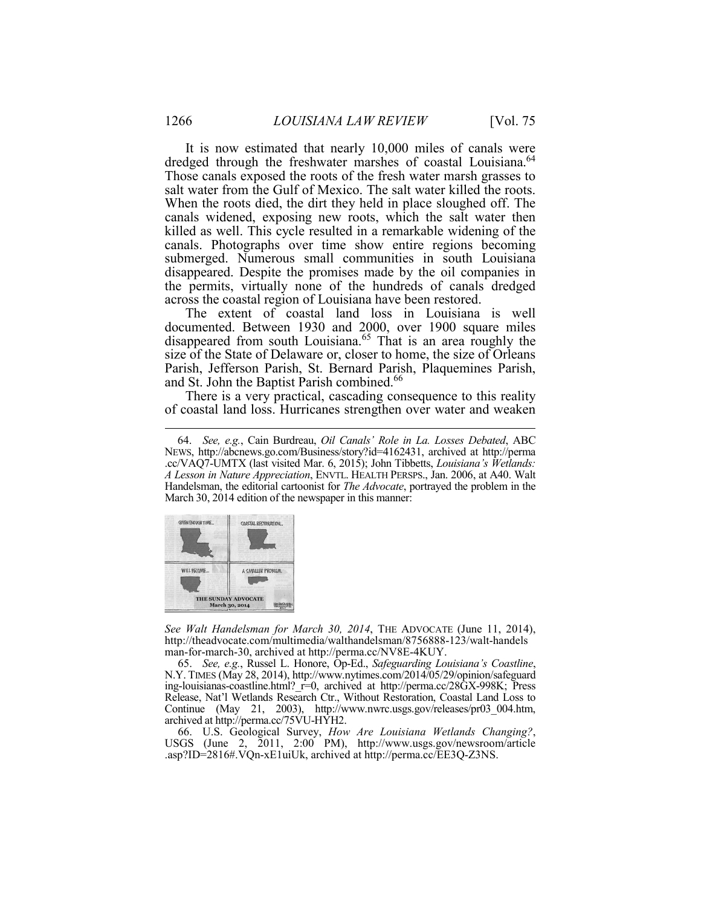It is now estimated that nearly 10,000 miles of canals were dredged through the freshwater marshes of coastal Louisiana.[64] Those canals exposed the roots of the fresh water marsh grasses to salt water from the Gulf of Mexico. The salt water killed the roots. When the roots died, the dirt they held in place sloughed off. The canals widened, exposing new roots, which the salt water then killed as well. This cycle resulted in a remarkable widening of the canals. Photographs over time show entire regions becoming submerged. Numerous small communities in south Louisiana disappeared. Despite the promises made by the oil companies in the permits, virtually none of the hundreds of canals dredged across the coastal region of Louisiana have been restored.

The extent of coastal land loss in Louisiana is well documented. Between 1930 and 2000, over 1900 square miles disappeared from south Louisiana.[65] That is an area roughly the size of the State of Delaware or, closer to home, the size of Orleans Parish, Jefferson Parish, St. Bernard Parish, Plaquemines Parish, and St. John the Baptist Parish combined.[66]

There is a very practical, cascading consequence to this reality of coastal land loss. Hurricanes strengthen over water and weaken

---

64. *See, e.g.*, Cain Burdreau, *Oil Canals' Role in La. Losses Debated*, ABC NEWS, http://abcnews.go.com/Business/story?id=4162431, archived at http://perma.cc/VAQ7-UMTX (last visited Mar. 6, 2015); John Tibbetts, *Louisiana's Wetlands: A Lesson in Nature Appreciation*, ENVTL. HEALTH PERSPS., Jan. 2006, at A40. Walt Handelsman, the editorial cartoonist for *The Advocate*, portrayed the problem in the March 30, 2014 edition of the newspaper in this manner:

GIVEN ENOUGH TIME... COASTAL RESTORATION... WILL BECOME... A SMALLER PROBLEM. THE SUNDAY ADVOCATE March 30, 2014

*See Walt Handelsman for March 30, 2014*, THE ADVOCATE (June 11, 2014), http://theadvocate.com/multimedia/walthandelsman/8756888-123/walt-handelsman-for-march-30, archived at http://perma.cc/NV8E-4KUY.

65. *See, e.g.*, Russel L. Honore, Op-Ed., *Safeguarding Louisiana's Coastline*, N.Y. TIMES (May 28, 2014), http://www.nytimes.com/2014/05/29/opinion/safeguarding-louisianas-coastline.html?_r=0, archived at http://perma.cc/28GX-998K; Press Release, Nat'l Wetlands Research Ctr., Without Restoration, Coastal Land Loss to Continue (May 21, 2003), http://www.nwrc.usgs.gov/releases/pr03_004.htm, archived at http://perma.cc/75VU-HYH2.

66. U.S. Geological Survey, *How Are Louisiana Wetlands Changing?*, USGS (June 2, 2011, 2:00 PM), http://www.usgs.gov/newsroom/article.asp?ID=2816#.VQn-xE1uiUk, archived at http://perma.cc/EE3Q-Z3NS.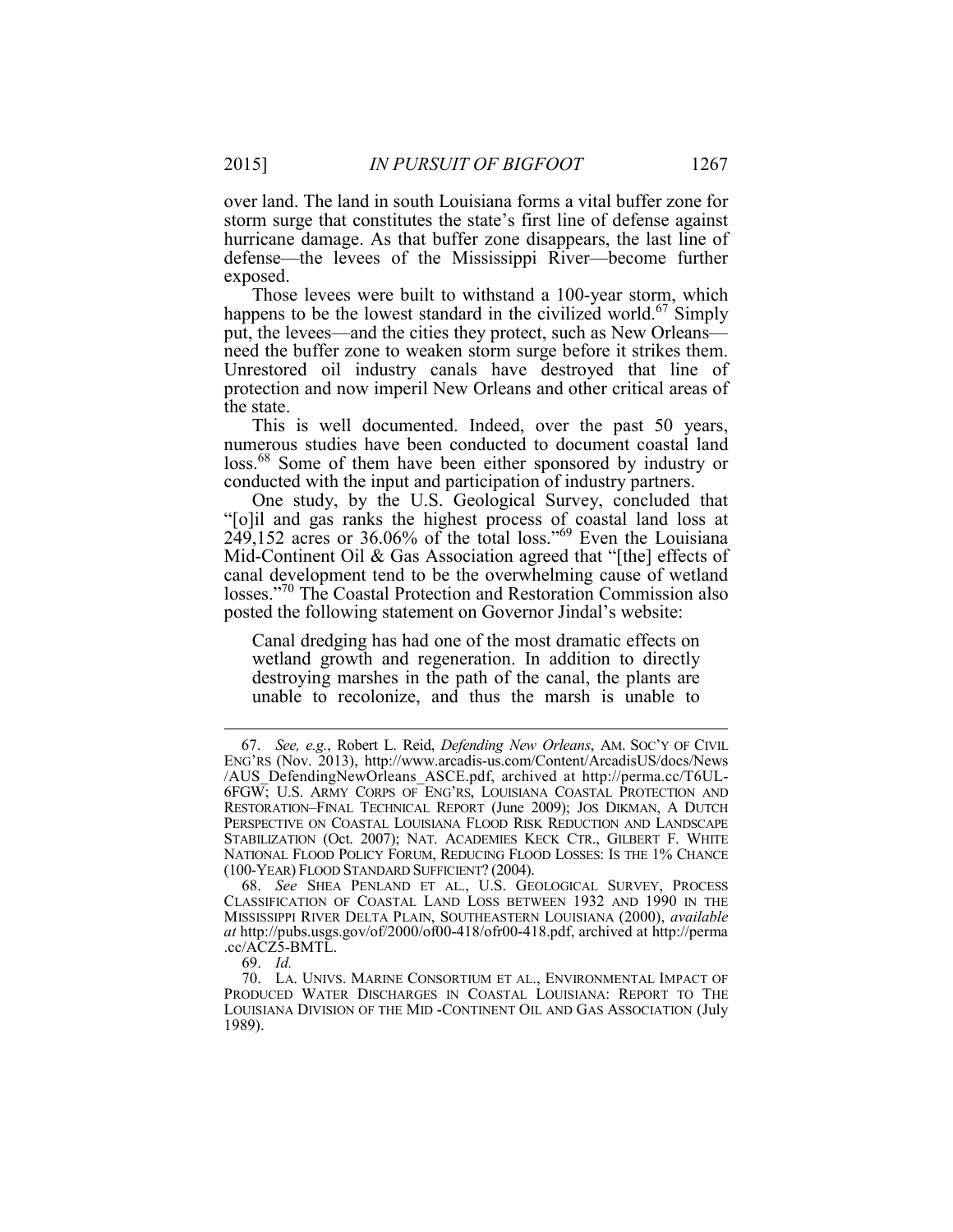over land. The land in south Louisiana forms a vital buffer zone for storm surge that constitutes the state's first line of defense against hurricane damage. As that buffer zone disappears, the last line of defense—the levees of the Mississippi River—become further exposed.

Those levees were built to withstand a 100-year storm, which happens to be the lowest standard in the civilized world.[67] Simply put, the levees—and the cities they protect, such as New Orleans—need the buffer zone to weaken storm surge before it strikes them. Unrestored oil industry canals have destroyed that line of protection and now imperil New Orleans and other critical areas of the state.

This is well documented. Indeed, over the past 50 years, numerous studies have been conducted to document coastal land loss.[68] Some of them have been either sponsored by industry or conducted with the input and participation of industry partners.

One study, by the U.S. Geological Survey, concluded that "[o]il and gas ranks the highest process of coastal land loss at 249,152 acres or 36.06% of the total loss."[69] Even the Louisiana Mid-Continent Oil & Gas Association agreed that "[the] effects of canal development tend to be the overwhelming cause of wetland losses."[70] The Coastal Protection and Restoration Commission also posted the following statement on Governor Jindal's website:

> Canal dredging has had one of the most dramatic effects on wetland growth and regeneration. In addition to directly destroying marshes in the path of the canal, the plants are unable to recolonize, and thus the marsh is unable to

---

67. *See, e.g.*, Robert L. Reid, *Defending New Orleans*, AM. SOC'Y OF CIVIL ENG'RS (Nov. 2013), http://www.arcadis-us.com/Content/ArcadisUS/docs/News/AUS_DefendingNewOrleans_ASCE.pdf, archived at http://perma.cc/T6UL-6FGW; U.S. ARMY CORPS OF ENG'RS, LOUISIANA COASTAL PROTECTION AND RESTORATION–FINAL TECHNICAL REPORT (June 2009); JOS DIKMAN, A DUTCH PERSPECTIVE ON COASTAL LOUISIANA FLOOD RISK REDUCTION AND LANDSCAPE STABILIZATION (Oct. 2007); NAT. ACADEMIES KECK CTR., GILBERT F. WHITE NATIONAL FLOOD POLICY FORUM, REDUCING FLOOD LOSSES: IS THE 1% CHANCE (100-YEAR) FLOOD STANDARD SUFFICIENT? (2004).

68. *See* SHEA PENLAND ET AL., U.S. GEOLOGICAL SURVEY, PROCESS CLASSIFICATION OF COASTAL LAND LOSS BETWEEN 1932 AND 1990 IN THE MISSISSIPPI RIVER DELTA PLAIN, SOUTHEASTERN LOUISIANA (2000), *available at* http://pubs.usgs.gov/of/2000/of00-418/ofr00-418.pdf, archived at http://perma.cc/ACZ5-BMTL.

69. *Id.*

70. LA. UNIVS. MARINE CONSORTIUM ET AL., ENVIRONMENTAL IMPACT OF PRODUCED WATER DISCHARGES IN COASTAL LOUISIANA: REPORT TO THE LOUISIANA DIVISION OF THE MID -CONTINENT OIL AND GAS ASSOCIATION (July 1989).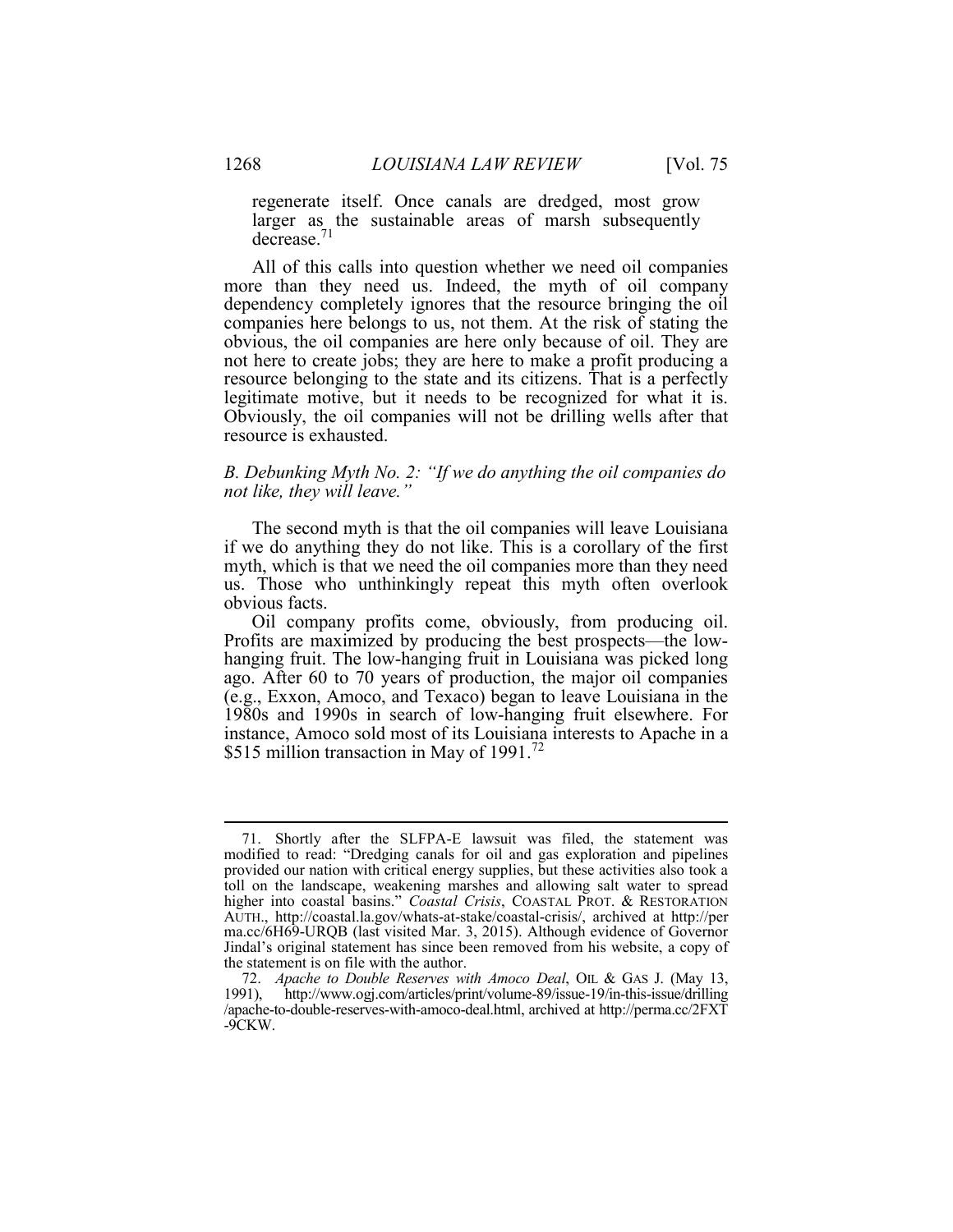regenerate itself. Once canals are dredged, most grow larger as the sustainable areas of marsh subsequently decrease.[71]

All of this calls into question whether we need oil companies more than they need us. Indeed, the myth of oil company dependency completely ignores that the resource bringing the oil companies here belongs to us, not them. At the risk of stating the obvious, the oil companies are here only because of oil. They are not here to create jobs; they are here to make a profit producing a resource belonging to the state and its citizens. That is a perfectly legitimate motive, but it needs to be recognized for what it is. Obviously, the oil companies will not be drilling wells after that resource is exhausted.

### *B. Debunking Myth No. 2: "If we do anything the oil companies do not like, they will leave."*

The second myth is that the oil companies will leave Louisiana if we do anything they do not like. This is a corollary of the first myth, which is that we need the oil companies more than they need us. Those who unthinkingly repeat this myth often overlook obvious facts.

Oil company profits come, obviously, from producing oil. Profits are maximized by producing the best prospects—the low-hanging fruit. The low-hanging fruit in Louisiana was picked long ago. After 60 to 70 years of production, the major oil companies (e.g., Exxon, Amoco, and Texaco) began to leave Louisiana in the 1980s and 1990s in search of low-hanging fruit elsewhere. For instance, Amoco sold most of its Louisiana interests to Apache in a $515 million transaction in May of 1991.[72]

---

71. Shortly after the SLFPA-E lawsuit was filed, the statement was modified to read: "Dredging canals for oil and gas exploration and pipelines provided our nation with critical energy supplies, but these activities also took a toll on the landscape, weakening marshes and allowing salt water to spread higher into coastal basins." *Coastal Crisis*, COASTAL PROT. & RESTORATION AUTH., http://coastal.la.gov/whats-at-stake/coastal-crisis/, archived at http://perma.cc/6H69-URQB (last visited Mar. 3, 2015). Although evidence of Governor Jindal's original statement has since been removed from his website, a copy of the statement is on file with the author.

72. *Apache to Double Reserves with Amoco Deal*, OIL & GAS J. (May 13, 1991), http://www.ogj.com/articles/print/volume-89/issue-19/in-this-issue/drilling/apache-to-double-reserves-with-amoco-deal.html, archived at http://perma.cc/2FXT-9CKW.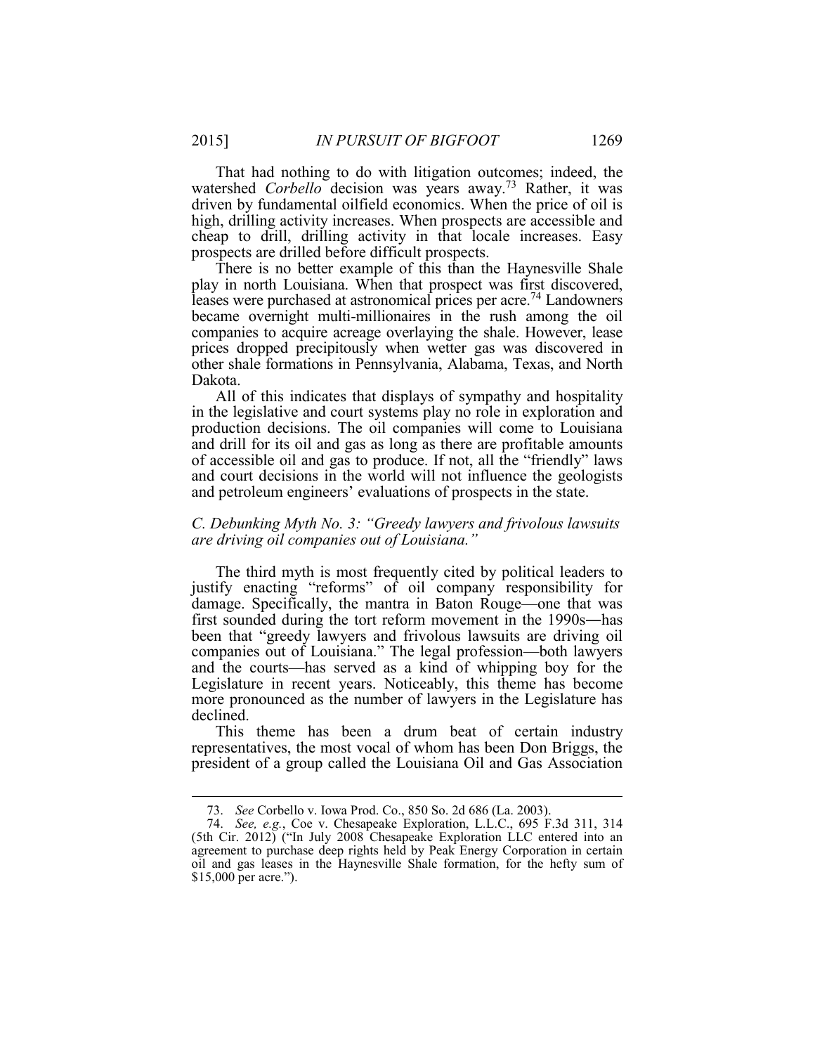That had nothing to do with litigation outcomes; indeed, the watershed *Corbello* decision was years away.[73] Rather, it was driven by fundamental oilfield economics. When the price of oil is high, drilling activity increases. When prospects are accessible and cheap to drill, drilling activity in that locale increases. Easy prospects are drilled before difficult prospects.

There is no better example of this than the Haynesville Shale play in north Louisiana. When that prospect was first discovered, leases were purchased at astronomical prices per acre.[74] Landowners became overnight multi-millionaires in the rush among the oil companies to acquire acreage overlaying the shale. However, lease prices dropped precipitously when wetter gas was discovered in other shale formations in Pennsylvania, Alabama, Texas, and North Dakota.

All of this indicates that displays of sympathy and hospitality in the legislative and court systems play no role in exploration and production decisions. The oil companies will come to Louisiana and drill for its oil and gas as long as there are profitable amounts of accessible oil and gas to produce. If not, all the "friendly" laws and court decisions in the world will not influence the geologists and petroleum engineers' evaluations of prospects in the state.

### *C. Debunking Myth No. 3: "Greedy lawyers and frivolous lawsuits are driving oil companies out of Louisiana."*

The third myth is most frequently cited by political leaders to justify enacting "reforms" of oil company responsibility for damage. Specifically, the mantra in Baton Rouge—one that was first sounded during the tort reform movement in the 1990s—has been that "greedy lawyers and frivolous lawsuits are driving oil companies out of Louisiana." The legal profession—both lawyers and the courts—has served as a kind of whipping boy for the Legislature in recent years. Noticeably, this theme has become more pronounced as the number of lawyers in the Legislature has declined.

This theme has been a drum beat of certain industry representatives, the most vocal of whom has been Don Briggs, the president of a group called the Louisiana Oil and Gas Association

---

73. *See* Corbello v. Iowa Prod. Co., 850 So. 2d 686 (La. 2003).

74. *See, e.g.*, Coe v. Chesapeake Exploration, L.L.C., 695 F.3d 311, 314 (5th Cir. 2012) ("In July 2008 Chesapeake Exploration LLC entered into an agreement to purchase deep rights held by Peak Energy Corporation in certain oil and gas leases in the Haynesville Shale formation, for the hefty sum of $15,000 per acre.").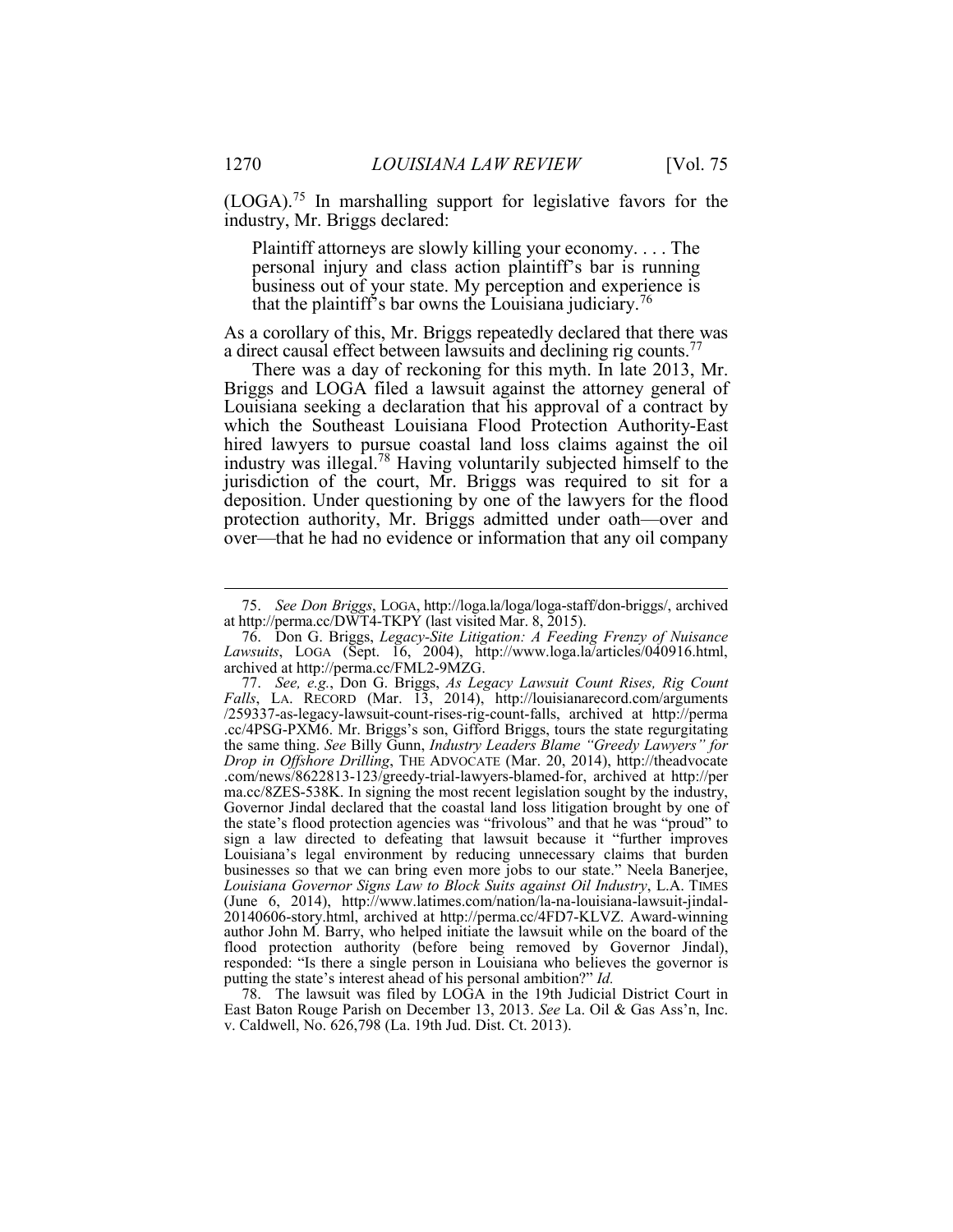(LOGA).[75] In marshalling support for legislative favors for the industry, Mr. Briggs declared:

> Plaintiff attorneys are slowly killing your economy. . . . The personal injury and class action plaintiff's bar is running business out of your state. My perception and experience is that the plaintiff's bar owns the Louisiana judiciary.[76]

As a corollary of this, Mr. Briggs repeatedly declared that there was a direct causal effect between lawsuits and declining rig counts.[77]

There was a day of reckoning for this myth. In late 2013, Mr. Briggs and LOGA filed a lawsuit against the attorney general of Louisiana seeking a declaration that his approval of a contract by which the Southeast Louisiana Flood Protection Authority-East hired lawyers to pursue coastal land loss claims against the oil industry was illegal.[78] Having voluntarily subjected himself to the jurisdiction of the court, Mr. Briggs was required to sit for a deposition. Under questioning by one of the lawyers for the flood protection authority, Mr. Briggs admitted under oath—over and over—that he had no evidence or information that any oil company

---

75. *See Don Briggs*, LOGA, http://loga.la/loga/loga-staff/don-briggs/, archived at http://perma.cc/DWT4-TKPY (last visited Mar. 8, 2015).

76. Don G. Briggs, *Legacy-Site Litigation: A Feeding Frenzy of Nuisance Lawsuits*, LOGA (Sept. 16, 2004), http://www.loga.la/articles/040916.html, archived at http://perma.cc/FML2-9MZG.

77. *See, e.g.*, Don G. Briggs, *As Legacy Lawsuit Count Rises, Rig Count Falls*, LA. RECORD (Mar. 13, 2014), http://louisianarecord.com/arguments/259337-as-legacy-lawsuit-count-rises-rig-count-falls, archived at http://perma.cc/4PSG-PXM6. Mr. Briggs's son, Gifford Briggs, tours the state regurgitating the same thing. *See* Billy Gunn, *Industry Leaders Blame "Greedy Lawyers" for Drop in Offshore Drilling*, THE ADVOCATE (Mar. 20, 2014), http://theadvocate.com/news/8622813-123/greedy-trial-lawyers-blamed-for, archived at http://perma.cc/8ZES-538K. In signing the most recent legislation sought by the industry, Governor Jindal declared that the coastal land loss litigation brought by one of the state's flood protection agencies was "frivolous" and that he was "proud" to sign a law directed to defeating that lawsuit because it "further improves Louisiana's legal environment by reducing unnecessary claims that burden businesses so that we can bring even more jobs to our state." Neela Banerjee, *Louisiana Governor Signs Law to Block Suits against Oil Industry*, L.A. TIMES (June 6, 2014), http://www.latimes.com/nation/la-na-louisiana-lawsuit-jindal-20140606-story.html, archived at http://perma.cc/4FD7-KLVZ. Award-winning author John M. Barry, who helped initiate the lawsuit while on the board of the flood protection authority (before being removed by Governor Jindal), responded: "Is there a single person in Louisiana who believes the governor is putting the state's interest ahead of his personal ambition?" *Id.*

78. The lawsuit was filed by LOGA in the 19th Judicial District Court in East Baton Rouge Parish on December 13, 2013. *See* La. Oil & Gas Ass'n, Inc. v. Caldwell, No. 626,798 (La. 19th Jud. Dist. Ct. 2013).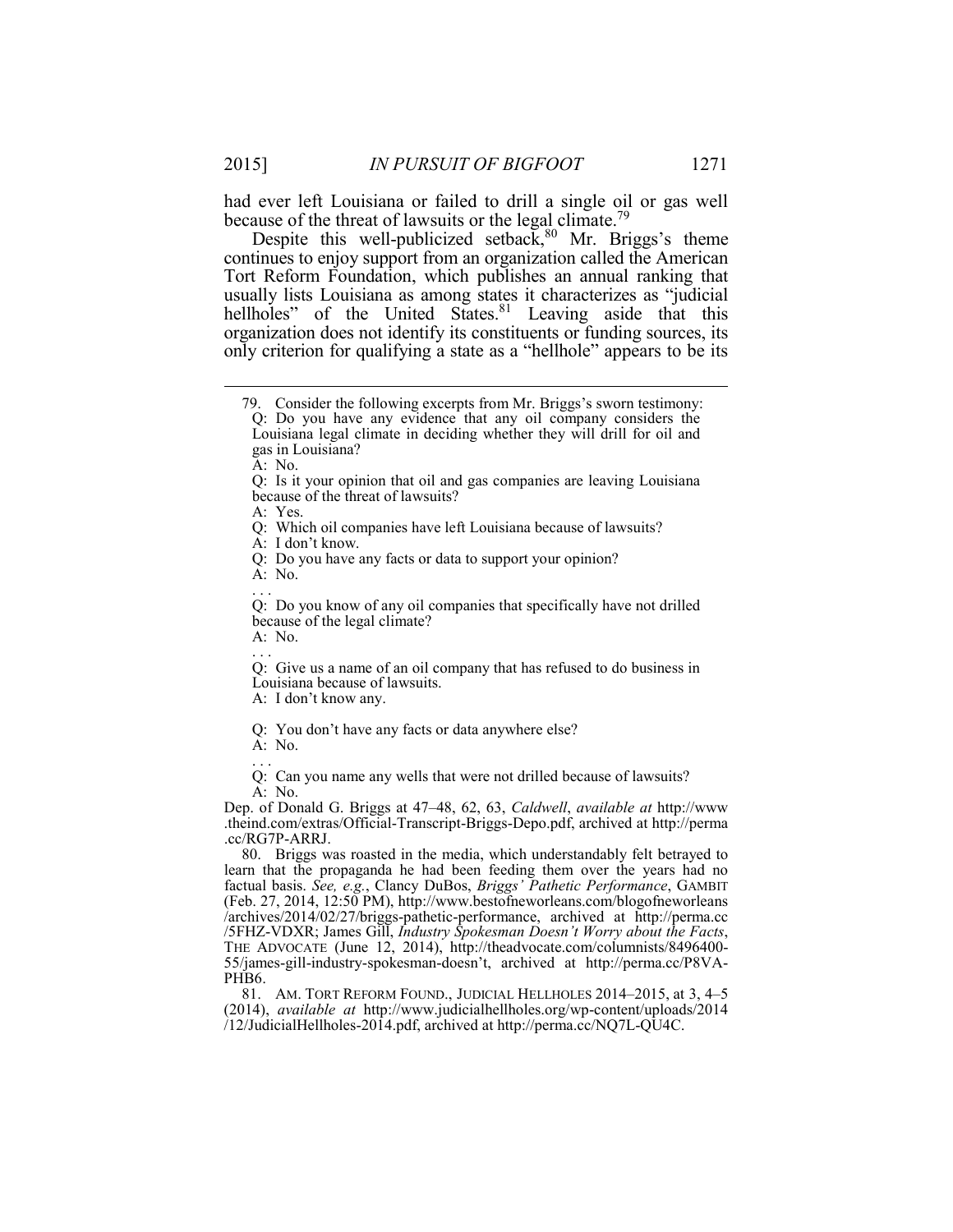had ever left Louisiana or failed to drill a single oil or gas well because of the threat of lawsuits or the legal climate.[79]

Despite this well-publicized setback,[80] Mr. Briggs's theme continues to enjoy support from an organization called the American Tort Reform Foundation, which publishes an annual ranking that usually lists Louisiana as among states it characterizes as "judicial hellholes" of the United States.[81] Leaving aside that this organization does not identify its constituents or funding sources, its only criterion for qualifying a state as a "hellhole" appears to be its

---

79. Consider the following excerpts from Mr. Briggs's sworn testimony:

> Q: Do you have any evidence that any oil company considers the Louisiana legal climate in deciding whether they will drill for oil and gas in Louisiana?
>
> A: No.
>
> Q: Is it your opinion that oil and gas companies are leaving Louisiana because of the threat of lawsuits?
>
> A: Yes.
>
> Q: Which oil companies have left Louisiana because of lawsuits?
>
> A: I don't know.
>
> Q: Do you have any facts or data to support your opinion?
>
> A: No.
>
> . . .
>
> Q: Do you know of any oil companies that specifically have not drilled because of the legal climate?
>
> A: No.
>
> . . .
>
> Q: Give us a name of an oil company that has refused to do business in Louisiana because of lawsuits.
>
> A: I don't know any.
>
> Q: You don't have any facts or data anywhere else?
>
> A: No.
>
> . . .
>
> Q: Can you name any wells that were not drilled because of lawsuits?
>
> A: No.

Dep. of Donald G. Briggs at 47–48, 62, 63, *Caldwell*, *available at* http://www.theind.com/extras/Official-Transcript-Briggs-Depo.pdf, archived at http://perma.cc/RG7P-ARRJ.

80. Briggs was roasted in the media, which understandably felt betrayed to learn that the propaganda he had been feeding them over the years had no factual basis. *See, e.g.*, Clancy DuBos, *Briggs' Pathetic Performance*, GAMBIT (Feb. 27, 2014, 12:50 PM), http://www.bestofneworleans.com/blogofneworleans/archives/2014/02/27/briggs-pathetic-performance, archived at http://perma.cc/5FHZ-VDXR; James Gill, *Industry Spokesman Doesn't Worry about the Facts*, THE ADVOCATE (June 12, 2014), http://theadvocate.com/columnists/8496400-55/james-gill-industry-spokesman-doesn't, archived at http://perma.cc/P8VA-PHB6.

81. AM. TORT REFORM FOUND., JUDICIAL HELLHOLES 2014–2015, at 3, 4–5 (2014), *available at* http://www.judicialhellholes.org/wp-content/uploads/2014/12/JudicialHellholes-2014.pdf, archived at http://perma.cc/NQ7L-QU4C.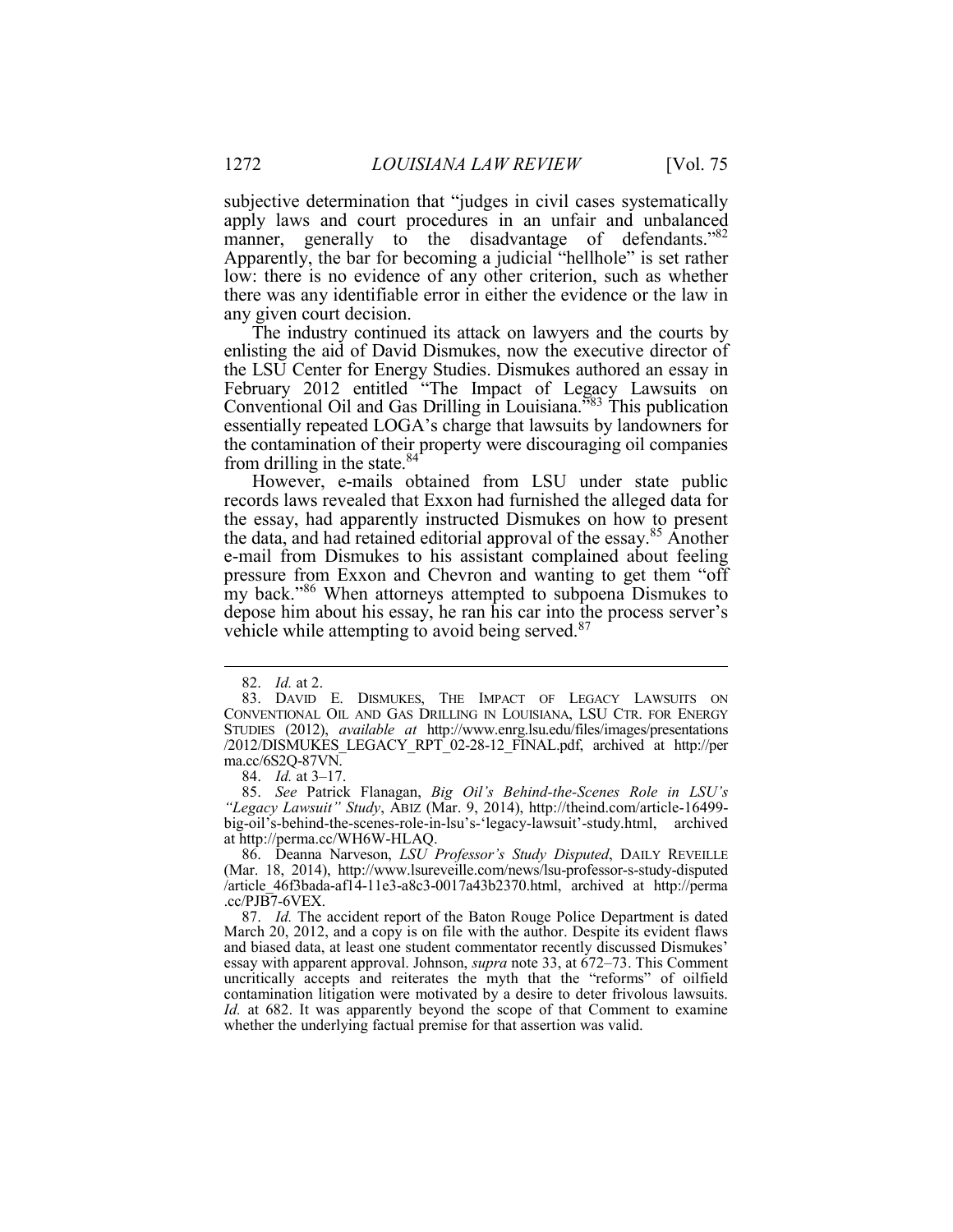subjective determination that "judges in civil cases systematically apply laws and court procedures in an unfair and unbalanced manner, generally to the disadvantage of defendants."[82] Apparently, the bar for becoming a judicial "hellhole" is set rather low: there is no evidence of any other criterion, such as whether there was any identifiable error in either the evidence or the law in any given court decision.

The industry continued its attack on lawyers and the courts by enlisting the aid of David Dismukes, now the executive director of the LSU Center for Energy Studies. Dismukes authored an essay in February 2012 entitled "The Impact of Legacy Lawsuits on Conventional Oil and Gas Drilling in Louisiana."[83] This publication essentially repeated LOGA's charge that lawsuits by landowners for the contamination of their property were discouraging oil companies from drilling in the state.[84]

However, e-mails obtained from LSU under state public records laws revealed that Exxon had furnished the alleged data for the essay, had apparently instructed Dismukes on how to present the data, and had retained editorial approval of the essay.[85] Another e-mail from Dismukes to his assistant complained about feeling pressure from Exxon and Chevron and wanting to get them "off my back."[86] When attorneys attempted to subpoena Dismukes to depose him about his essay, he ran his car into the process server's vehicle while attempting to avoid being served.[87]

---

82. *Id.* at 2.

83. DAVID E. DISMUKES, THE IMPACT OF LEGACY LAWSUITS ON CONVENTIONAL OIL AND GAS DRILLING IN LOUISIANA, LSU CTR. FOR ENERGY STUDIES (2012), *available at* http://www.enrg.lsu.edu/files/images/presentations/2012/DISMUKES_LEGACY_RPT_02-28-12_FINAL.pdf, archived at http://perma.cc/6S2Q-87VN.

84. *Id.* at 3–17.

85. *See* Patrick Flanagan, *Big Oil's Behind-the-Scenes Role in LSU's "Legacy Lawsuit" Study*, ABIZ (Mar. 9, 2014), http://theind.com/article-16499-big-oil's-behind-the-scenes-role-in-lsu's-'legacy-lawsuit'-study.html, archived at http://perma.cc/WH6W-HLAQ.

86. Deanna Narveson, *LSU Professor's Study Disputed*, DAILY REVEILLE (Mar. 18, 2014), http://www.lsureveille.com/news/lsu-professor-s-study-disputed/article_46f3bada-af14-11e3-a8c3-0017a43b2370.html, archived at http://perma.cc/PJB7-6VEX.

87. *Id.* The accident report of the Baton Rouge Police Department is dated March 20, 2012, and a copy is on file with the author. Despite its evident flaws and biased data, at least one student commentator recently discussed Dismukes' essay with apparent approval. Johnson, *supra* note 33, at 672–73. This Comment uncritically accepts and reiterates the myth that the "reforms" of oilfield contamination litigation were motivated by a desire to deter frivolous lawsuits. *Id.* at 682. It was apparently beyond the scope of that Comment to examine whether the underlying factual premise for that assertion was valid.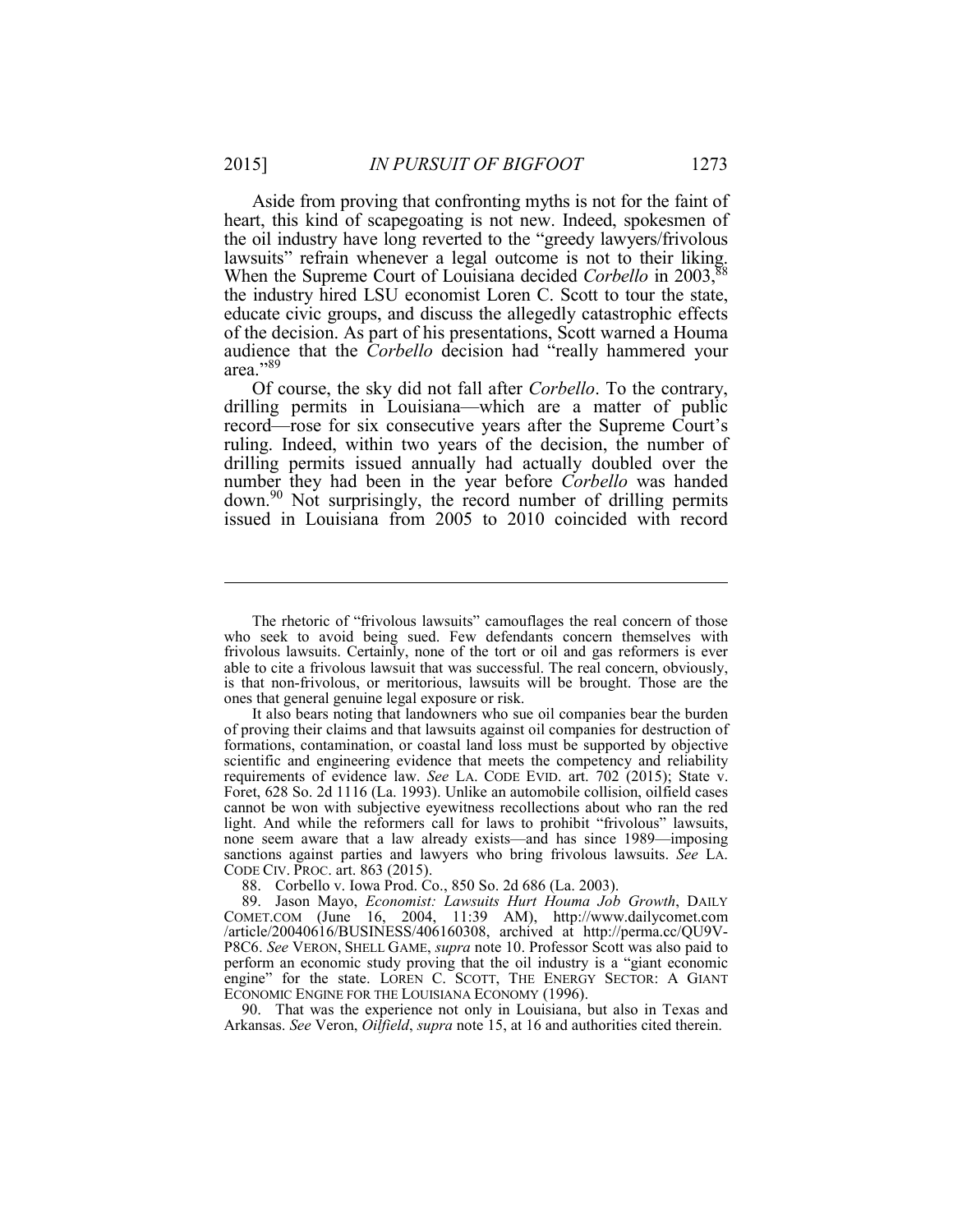Aside from proving that confronting myths is not for the faint of heart, this kind of scapegoating is not new. Indeed, spokesmen of the oil industry have long reverted to the "greedy lawyers/frivolous lawsuits" refrain whenever a legal outcome is not to their liking. When the Supreme Court of Louisiana decided *Corbello* in 2003,[88] the industry hired LSU economist Loren C. Scott to tour the state, educate civic groups, and discuss the allegedly catastrophic effects of the decision. As part of his presentations, Scott warned a Houma audience that the *Corbello* decision had "really hammered your area."[89]

Of course, the sky did not fall after *Corbello*. To the contrary, drilling permits in Louisiana—which are a matter of public record—rose for six consecutive years after the Supreme Court's ruling. Indeed, within two years of the decision, the number of drilling permits issued annually had actually doubled over the number they had been in the year before *Corbello* was handed down.[90] Not surprisingly, the record number of drilling permits issued in Louisiana from 2005 to 2010 coincided with record

---

The rhetoric of "frivolous lawsuits" camouflages the real concern of those who seek to avoid being sued. Few defendants concern themselves with frivolous lawsuits. Certainly, none of the tort or oil and gas reformers is ever able to cite a frivolous lawsuit that was successful. The real concern, obviously, is that non-frivolous, or meritorious, lawsuits will be brought. Those are the ones that general genuine legal exposure or risk.

It also bears noting that landowners who sue oil companies bear the burden of proving their claims and that lawsuits against oil companies for destruction of formations, contamination, or coastal land loss must be supported by objective scientific and engineering evidence that meets the competency and reliability requirements of evidence law. *See* LA. CODE EVID. art. 702 (2015); State v. Foret, 628 So. 2d 1116 (La. 1993). Unlike an automobile collision, oilfield cases cannot be won with subjective eyewitness recollections about who ran the red light. And while the reformers call for laws to prohibit "frivolous" lawsuits, none seem aware that a law already exists—and has since 1989—imposing sanctions against parties and lawyers who bring frivolous lawsuits. *See* LA. CODE CIV. PROC. art. 863 (2015).

88. Corbello v. Iowa Prod. Co., 850 So. 2d 686 (La. 2003).

89. Jason Mayo, *Economist: Lawsuits Hurt Houma Job Growth*, DAILY COMET.COM (June 16, 2004, 11:39 AM), http://www.dailycomet.com/article/20040616/BUSINESS/406160308, archived at http://perma.cc/QU9V-P8C6. *See* VERON, SHELL GAME, *supra* note 10. Professor Scott was also paid to perform an economic study proving that the oil industry is a "giant economic engine" for the state. LOREN C. SCOTT, THE ENERGY SECTOR: A GIANT ECONOMIC ENGINE FOR THE LOUISIANA ECONOMY (1996).

90. That was the experience not only in Louisiana, but also in Texas and Arkansas. *See* Veron, *Oilfield*, *supra* note 15, at 16 and authorities cited therein.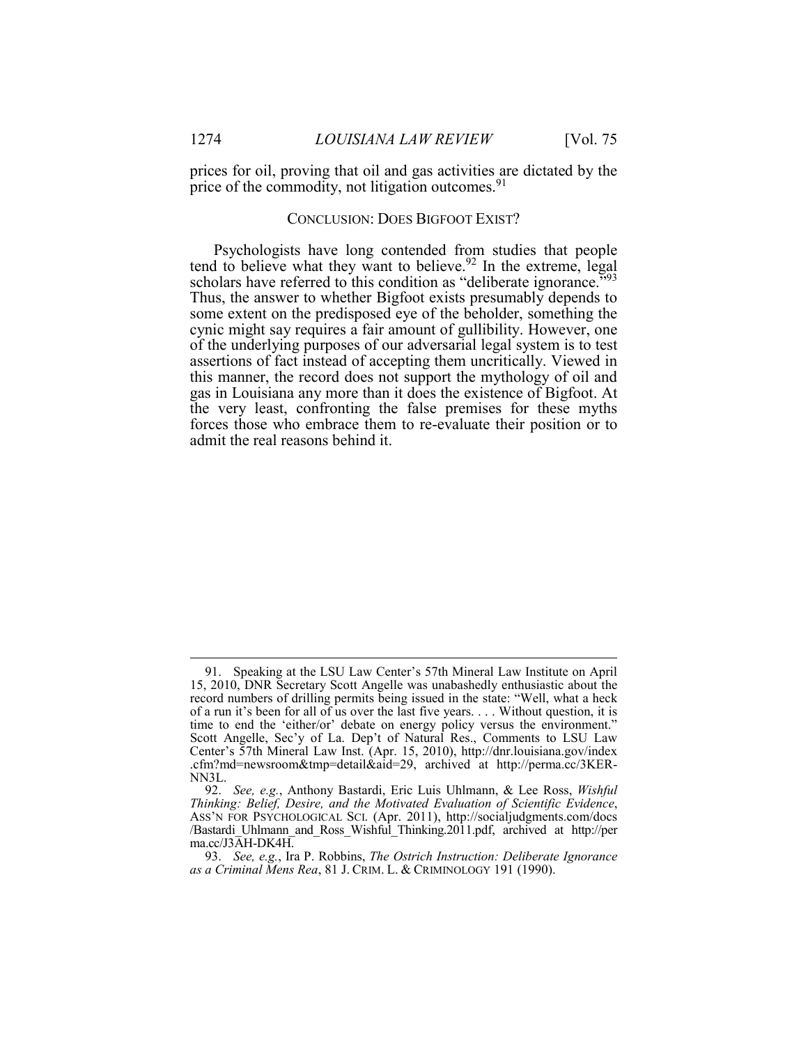prices for oil, proving that oil and gas activities are dictated by the price of the commodity, not litigation outcomes.[91]

## CONCLUSION: DOES BIGFOOT EXIST?

Psychologists have long contended from studies that people tend to believe what they want to believe.[92] In the extreme, legal scholars have referred to this condition as "deliberate ignorance."[93] Thus, the answer to whether Bigfoot exists presumably depends to some extent on the predisposed eye of the beholder, something the cynic might say requires a fair amount of gullibility. However, one of the underlying purposes of our adversarial legal system is to test assertions of fact instead of accepting them uncritically. Viewed in this manner, the record does not support the mythology of oil and gas in Louisiana any more than it does the existence of Bigfoot. At the very least, confronting the false premises for these myths forces those who embrace them to re-evaluate their position or to admit the real reasons behind it.

---

91. Speaking at the LSU Law Center's 57th Mineral Law Institute on April 15, 2010, DNR Secretary Scott Angelle was unabashedly enthusiastic about the record numbers of drilling permits being issued in the state: "Well, what a heck of a run it's been for all of us over the last five years. . . . Without question, it is time to end the 'either/or' debate on energy policy versus the environment." Scott Angelle, Sec'y of La. Dep't of Nat'l Res., Comments to LSU Law Center's 57th Mineral Law Inst. (Apr. 15, 2010), http://dnr.louisiana.gov/index.cfm?md=newsroom&tmp=detail&aid=29, archived at http://perma.cc/3KER-NN3L.

92. *See, e.g.*, Anthony Bastardi, Eric Luis Uhlmann, & Lee Ross, *Wishful Thinking: Belief, Desire, and the Motivated Evaluation of Scientific Evidence*, ASS'N FOR PSYCHOLOGICAL SCI. (Apr. 2011), http://socialjudgments.com/docs/Bastardi_Uhlmann_and_Ross_Wishful_Thinking.2011.pdf, archived at http://perma.cc/J3AH-DK4H.

93. *See, e.g.*, Ira P. Robbins, *The Ostrich Instruction: Deliberate Ignorance as a Criminal Mens Rea*, 81 J. CRIM. L. & CRIMINOLOGY 191 (1990).